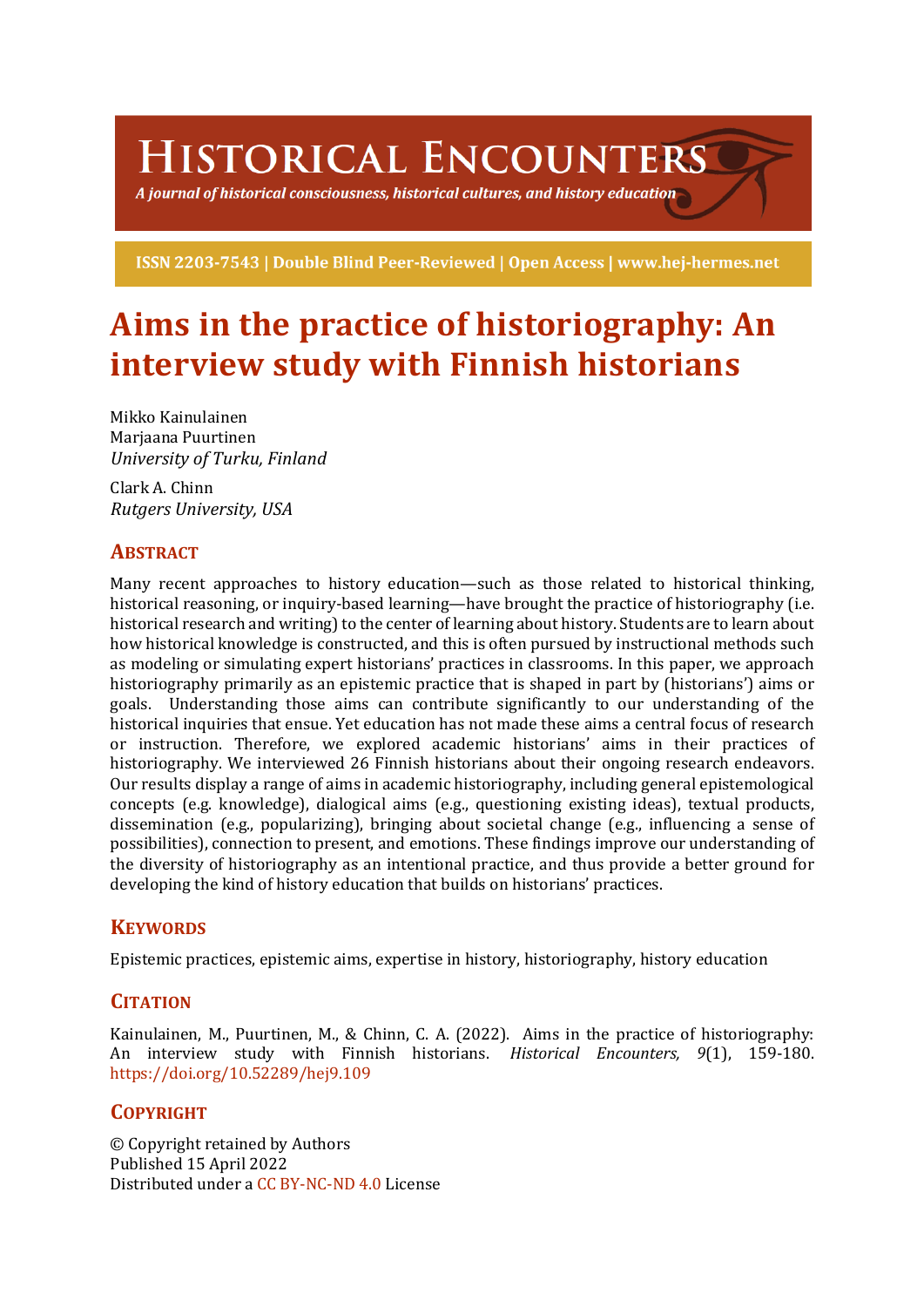# Historical Encounters

*A journal of historical consciousness, historical cultures, and history education*

**ISSN 2203-7543 | Double Blind Peer-Reviewed | Open Access | www.hej-hermes.net**

# Aims in the practice of historiography: An interview study with Finnish historians

Mikko Kainulainen
Marjaana Puurtinen
*University of Turku, Finland*

Clark A. Chinn
*Rutgers University, USA*

## Abstract

Many recent approaches to history education—such as those related to historical thinking, historical reasoning, or inquiry-based learning—have brought the practice of historiography (i.e. historical research and writing) to the center of learning about history. Students are to learn about how historical knowledge is constructed, and this is often pursued by instructional methods such as modeling or simulating expert historians' practices in classrooms. In this paper, we approach historiography primarily as an epistemic practice that is shaped in part by (historians') aims or goals. Understanding those aims can contribute significantly to our understanding of the historical inquiries that ensue. Yet education has not made these aims a central focus of research or instruction. Therefore, we explored academic historians' aims in their practices of historiography. We interviewed 26 Finnish historians about their ongoing research endeavors. Our results display a range of aims in academic historiography, including general epistemological concepts (e.g. knowledge), dialogical aims (e.g., questioning existing ideas), textual products, dissemination (e.g., popularizing), bringing about societal change (e.g., influencing a sense of possibilities), connection to present, and emotions. These findings improve our understanding of the diversity of historiography as an intentional practice, and thus provide a better ground for developing the kind of history education that builds on historians' practices.

## Keywords

Epistemic practices, epistemic aims, expertise in history, historiography, history education

## Citation

Kainulainen, M., Puurtinen, M., & Chinn, C. A. (2022). Aims in the practice of historiography: An interview study with Finnish historians. *Historical Encounters, 9*(1), 159-180. https://doi.org/10.52289/hej9.109

## Copyright

© Copyright retained by Authors
Published 15 April 2022
Distributed under a CC BY-NC-ND 4.0 License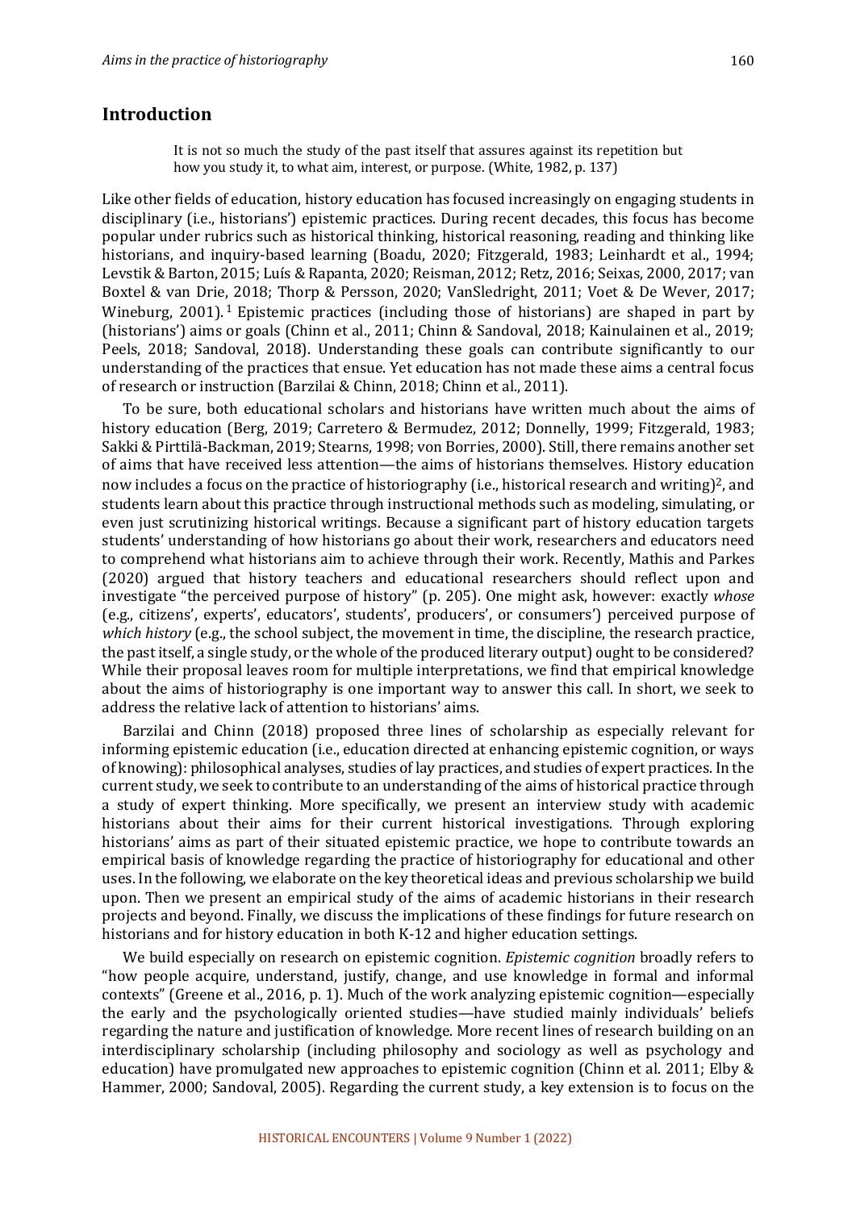## Introduction

> It is not so much the study of the past itself that assures against its repetition but how you study it, to what aim, interest, or purpose. (White, 1982, p. 137)

Like other fields of education, history education has focused increasingly on engaging students in disciplinary (i.e., historians') epistemic practices. During recent decades, this focus has become popular under rubrics such as historical thinking, historical reasoning, reading and thinking like historians, and inquiry-based learning (Boadu, 2020; Fitzgerald, 1983; Leinhardt et al., 1994; Levstik & Barton, 2015; Luís & Rapanta, 2020; Reisman, 2012; Retz, 2016; Seixas, 2000, 2017; van Boxtel & van Drie, 2018; Thorp & Persson, 2020; VanSledright, 2011; Voet & De Wever, 2017; Wineburg, 2001).[1] Epistemic practices (including those of historians) are shaped in part by (historians') aims or goals (Chinn et al., 2011; Chinn & Sandoval, 2018; Kainulainen et al., 2019; Peels, 2018; Sandoval, 2018). Understanding these goals can contribute significantly to our understanding of the practices that ensue. Yet education has not made these aims a central focus of research or instruction (Barzilai & Chinn, 2018; Chinn et al., 2011).

To be sure, both educational scholars and historians have written much about the aims of history education (Berg, 2019; Carretero & Bermudez, 2012; Donnelly, 1999; Fitzgerald, 1983; Sakki & Pirttilä-Backman, 2019; Stearns, 1998; von Borries, 2000). Still, there remains another set of aims that have received less attention—the aims of historians themselves. History education now includes a focus on the practice of historiography (i.e., historical research and writing)[2], and students learn about this practice through instructional methods such as modeling, simulating, or even just scrutinizing historical writings. Because a significant part of history education targets students' understanding of how historians go about their work, researchers and educators need to comprehend what historians aim to achieve through their work. Recently, Mathis and Parkes (2020) argued that history teachers and educational researchers should reflect upon and investigate "the perceived purpose of history" (p. 205). One might ask, however: exactly *whose* (e.g., citizens', experts', educators', students', producers', or consumers') perceived purpose of *which history* (e.g., the school subject, the movement in time, the discipline, the research practice, the past itself, a single study, or the whole of the produced literary output) ought to be considered? While their proposal leaves room for multiple interpretations, we find that empirical knowledge about the aims of historiography is one important way to answer this call. In short, we seek to address the relative lack of attention to historians' aims.

Barzilai and Chinn (2018) proposed three lines of scholarship as especially relevant for informing epistemic education (i.e., education directed at enhancing epistemic cognition, or ways of knowing): philosophical analyses, studies of lay practices, and studies of expert practices. In the current study, we seek to contribute to an understanding of the aims of historical practice through a study of expert thinking. More specifically, we present an interview study with academic historians about their aims for their current historical investigations. Through exploring historians' aims as part of their situated epistemic practice, we hope to contribute towards an empirical basis of knowledge regarding the practice of historiography for educational and other uses. In the following, we elaborate on the key theoretical ideas and previous scholarship we build upon. Then we present an empirical study of the aims of academic historians in their research projects and beyond. Finally, we discuss the implications of these findings for future research on historians and for history education in both K-12 and higher education settings.

We build especially on research on epistemic cognition. *Epistemic cognition* broadly refers to "how people acquire, understand, justify, change, and use knowledge in formal and informal contexts" (Greene et al., 2016, p. 1). Much of the work analyzing epistemic cognition—especially the early and the psychologically oriented studies—have studied mainly individuals' beliefs regarding the nature and justification of knowledge. More recent lines of research building on an interdisciplinary scholarship (including philosophy and sociology as well as psychology and education) have promulgated new approaches to epistemic cognition (Chinn et al. 2011; Elby & Hammer, 2000; Sandoval, 2005). Regarding the current study, a key extension is to focus on the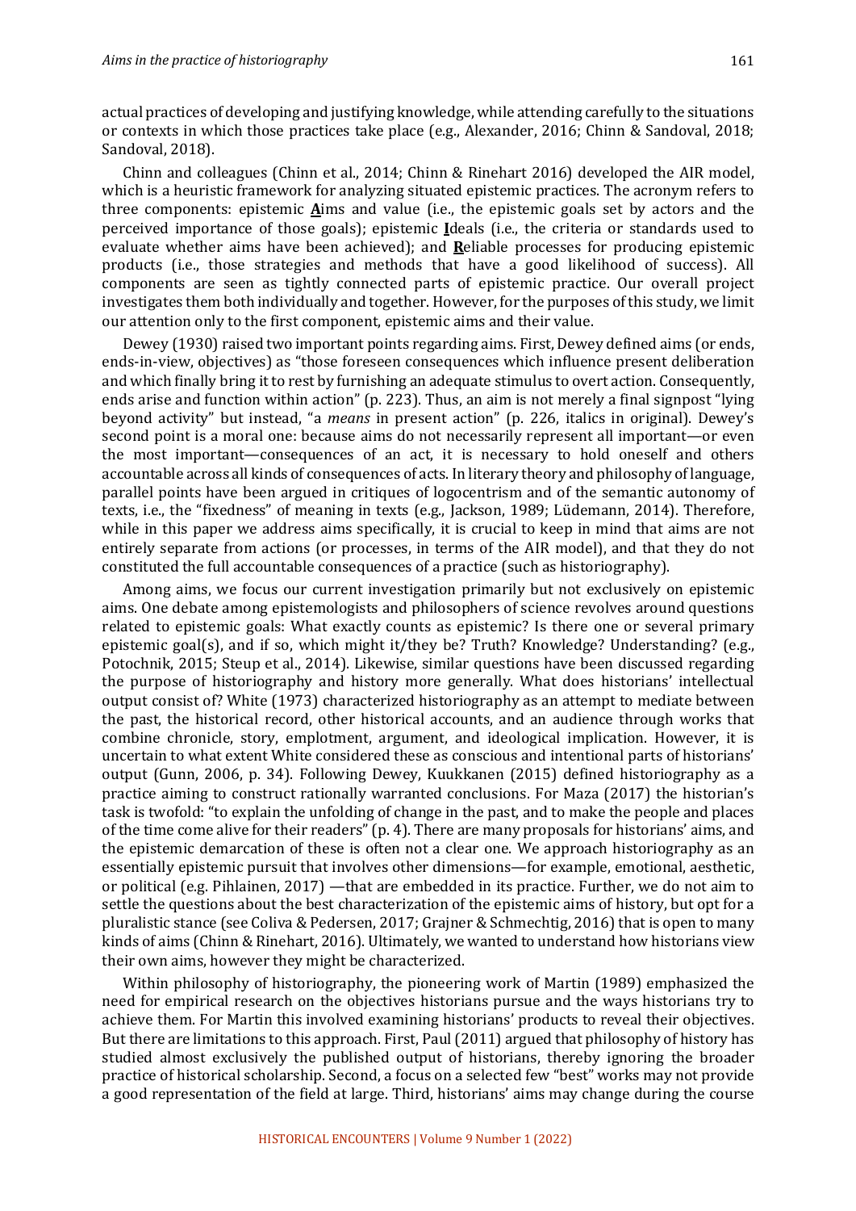actual practices of developing and justifying knowledge, while attending carefully to the situations or contexts in which those practices take place (e.g., Alexander, 2016; Chinn & Sandoval, 2018; Sandoval, 2018).

Chinn and colleagues (Chinn et al., 2014; Chinn & Rinehart 2016) developed the AIR model, which is a heuristic framework for analyzing situated epistemic practices. The acronym refers to three components: epistemic **A**ims and value (i.e., the epistemic goals set by actors and the perceived importance of those goals); epistemic **I**deals (i.e., the criteria or standards used to evaluate whether aims have been achieved); and **R**eliable processes for producing epistemic products (i.e., those strategies and methods that have a good likelihood of success). All components are seen as tightly connected parts of epistemic practice. Our overall project investigates them both individually and together. However, for the purposes of this study, we limit our attention only to the first component, epistemic aims and their value.

Dewey (1930) raised two important points regarding aims. First, Dewey defined aims (or ends, ends-in-view, objectives) as "those foreseen consequences which influence present deliberation and which finally bring it to rest by furnishing an adequate stimulus to overt action. Consequently, ends arise and function within action" (p. 223). Thus, an aim is not merely a final signpost "lying beyond activity" but instead, "a *means* in present action" (p. 226, italics in original). Dewey's second point is a moral one: because aims do not necessarily represent all important—or even the most important—consequences of an act, it is necessary to hold oneself and others accountable across all kinds of consequences of acts. In literary theory and philosophy of language, parallel points have been argued in critiques of logocentrism and of the semantic autonomy of texts, i.e., the "fixedness" of meaning in texts (e.g., Jackson, 1989; Lüdemann, 2014). Therefore, while in this paper we address aims specifically, it is crucial to keep in mind that aims are not entirely separate from actions (or processes, in terms of the AIR model), and that they do not constituted the full accountable consequences of a practice (such as historiography).

Among aims, we focus our current investigation primarily but not exclusively on epistemic aims. One debate among epistemologists and philosophers of science revolves around questions related to epistemic goals: What exactly counts as epistemic? Is there one or several primary epistemic goal(s), and if so, which might it/they be? Truth? Knowledge? Understanding? (e.g., Potochnik, 2015; Steup et al., 2014). Likewise, similar questions have been discussed regarding the purpose of historiography and history more generally. What does historians' intellectual output consist of? White (1973) characterized historiography as an attempt to mediate between the past, the historical record, other historical accounts, and an audience through works that combine chronicle, story, emplotment, argument, and ideological implication. However, it is uncertain to what extent White considered these as conscious and intentional parts of historians' output (Gunn, 2006, p. 34). Following Dewey, Kuukkanen (2015) defined historiography as a practice aiming to construct rationally warranted conclusions. For Maza (2017) the historian's task is twofold: "to explain the unfolding of change in the past, and to make the people and places of the time come alive for their readers" (p. 4). There are many proposals for historians' aims, and the epistemic demarcation of these is often not a clear one. We approach historiography as an essentially epistemic pursuit that involves other dimensions—for example, emotional, aesthetic, or political (e.g. Pihlainen, 2017) —that are embedded in its practice. Further, we do not aim to settle the questions about the best characterization of the epistemic aims of history, but opt for a pluralistic stance (see Coliva & Pedersen, 2017; Grajner & Schmechtig, 2016) that is open to many kinds of aims (Chinn & Rinehart, 2016). Ultimately, we wanted to understand how historians view their own aims, however they might be characterized.

Within philosophy of historiography, the pioneering work of Martin (1989) emphasized the need for empirical research on the objectives historians pursue and the ways historians try to achieve them. For Martin this involved examining historians' products to reveal their objectives. But there are limitations to this approach. First, Paul (2011) argued that philosophy of history has studied almost exclusively the published output of historians, thereby ignoring the broader practice of historical scholarship. Second, a focus on a selected few "best" works may not provide a good representation of the field at large. Third, historians' aims may change during the course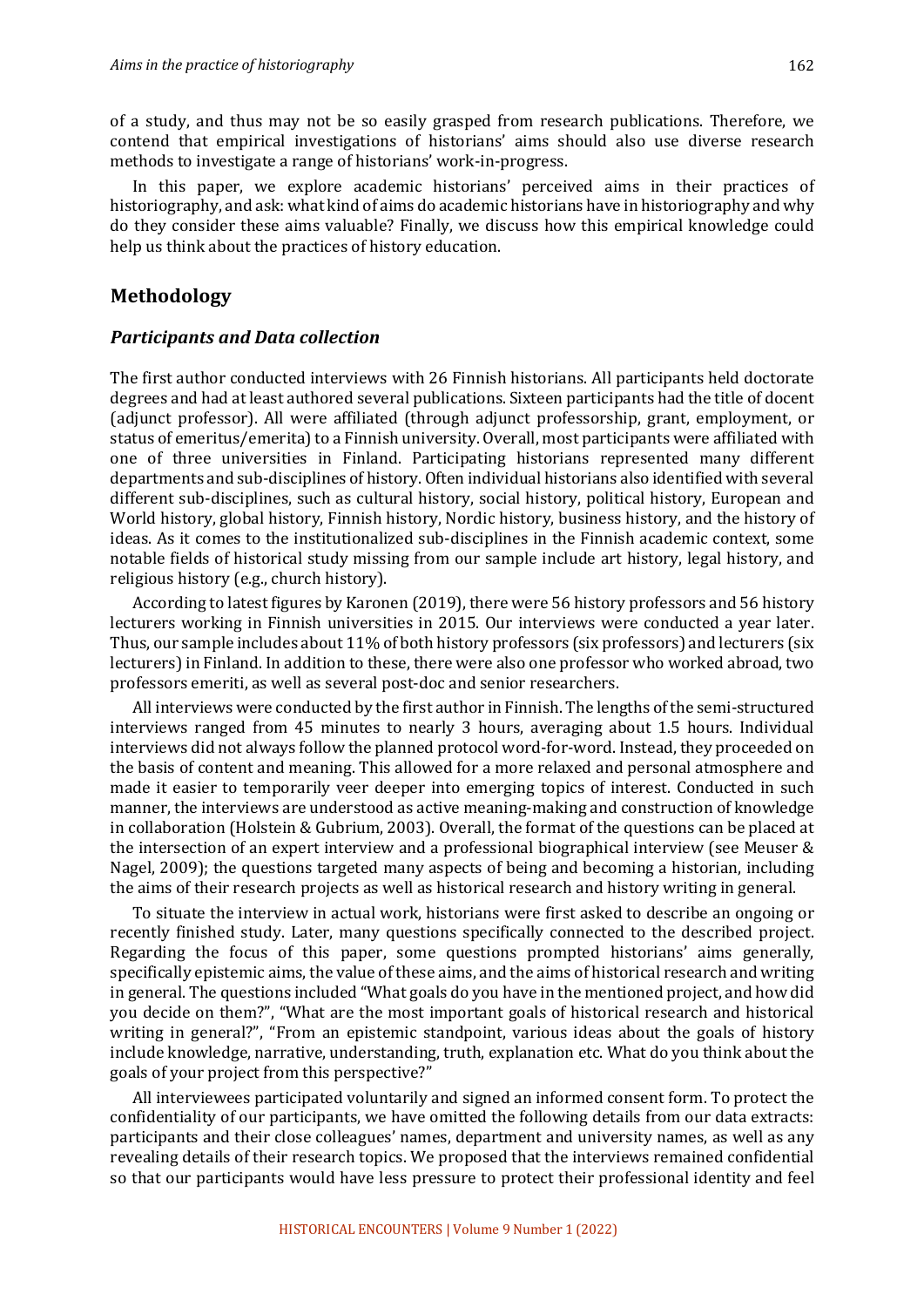of a study, and thus may not be so easily grasped from research publications. Therefore, we contend that empirical investigations of historians' aims should also use diverse research methods to investigate a range of historians' work-in-progress.

In this paper, we explore academic historians' perceived aims in their practices of historiography, and ask: what kind of aims do academic historians have in historiography and why do they consider these aims valuable? Finally, we discuss how this empirical knowledge could help us think about the practices of history education.

## Methodology

### *Participants and Data collection*

The first author conducted interviews with 26 Finnish historians. All participants held doctorate degrees and had at least authored several publications. Sixteen participants had the title of docent (adjunct professor). All were affiliated (through adjunct professorship, grant, employment, or status of emeritus/emerita) to a Finnish university. Overall, most participants were affiliated with one of three universities in Finland. Participating historians represented many different departments and sub-disciplines of history. Often individual historians also identified with several different sub-disciplines, such as cultural history, social history, political history, European and World history, global history, Finnish history, Nordic history, business history, and the history of ideas. As it comes to the institutionalized sub-disciplines in the Finnish academic context, some notable fields of historical study missing from our sample include art history, legal history, and religious history (e.g., church history).

According to latest figures by Karonen (2019), there were 56 history professors and 56 history lecturers working in Finnish universities in 2015. Our interviews were conducted a year later. Thus, our sample includes about 11% of both history professors (six professors) and lecturers (six lecturers) in Finland. In addition to these, there were also one professor who worked abroad, two professors emeriti, as well as several post-doc and senior researchers.

All interviews were conducted by the first author in Finnish. The lengths of the semi-structured interviews ranged from 45 minutes to nearly 3 hours, averaging about 1.5 hours. Individual interviews did not always follow the planned protocol word-for-word. Instead, they proceeded on the basis of content and meaning. This allowed for a more relaxed and personal atmosphere and made it easier to temporarily veer deeper into emerging topics of interest. Conducted in such manner, the interviews are understood as active meaning-making and construction of knowledge in collaboration (Holstein & Gubrium, 2003). Overall, the format of the questions can be placed at the intersection of an expert interview and a professional biographical interview (see Meuser & Nagel, 2009); the questions targeted many aspects of being and becoming a historian, including the aims of their research projects as well as historical research and history writing in general.

To situate the interview in actual work, historians were first asked to describe an ongoing or recently finished study. Later, many questions specifically connected to the described project. Regarding the focus of this paper, some questions prompted historians' aims generally, specifically epistemic aims, the value of these aims, and the aims of historical research and writing in general. The questions included "What goals do you have in the mentioned project, and how did you decide on them?", "What are the most important goals of historical research and historical writing in general?", "From an epistemic standpoint, various ideas about the goals of history include knowledge, narrative, understanding, truth, explanation etc. What do you think about the goals of your project from this perspective?"

All interviewees participated voluntarily and signed an informed consent form. To protect the confidentiality of our participants, we have omitted the following details from our data extracts: participants and their close colleagues' names, department and university names, as well as any revealing details of their research topics. We proposed that the interviews remained confidential so that our participants would have less pressure to protect their professional identity and feel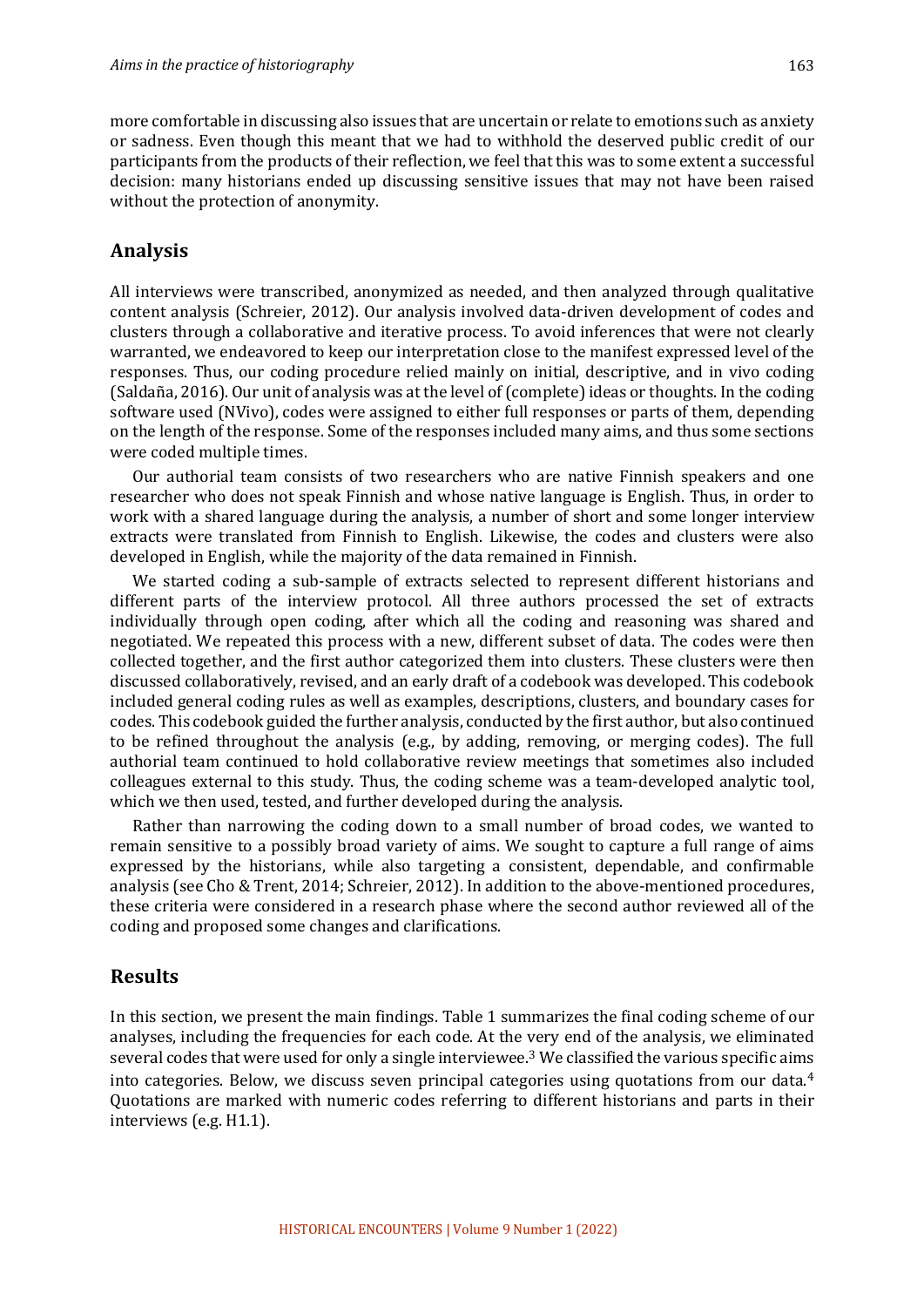more comfortable in discussing also issues that are uncertain or relate to emotions such as anxiety or sadness. Even though this meant that we had to withhold the deserved public credit of our participants from the products of their reflection, we feel that this was to some extent a successful decision: many historians ended up discussing sensitive issues that may not have been raised without the protection of anonymity.

## Analysis

All interviews were transcribed, anonymized as needed, and then analyzed through qualitative content analysis (Schreier, 2012). Our analysis involved data-driven development of codes and clusters through a collaborative and iterative process. To avoid inferences that were not clearly warranted, we endeavored to keep our interpretation close to the manifest expressed level of the responses. Thus, our coding procedure relied mainly on initial, descriptive, and in vivo coding (Saldaña, 2016). Our unit of analysis was at the level of (complete) ideas or thoughts. In the coding software used (NVivo), codes were assigned to either full responses or parts of them, depending on the length of the response. Some of the responses included many aims, and thus some sections were coded multiple times.

Our authorial team consists of two researchers who are native Finnish speakers and one researcher who does not speak Finnish and whose native language is English. Thus, in order to work with a shared language during the analysis, a number of short and some longer interview extracts were translated from Finnish to English. Likewise, the codes and clusters were also developed in English, while the majority of the data remained in Finnish.

We started coding a sub-sample of extracts selected to represent different historians and different parts of the interview protocol. All three authors processed the set of extracts individually through open coding, after which all the coding and reasoning was shared and negotiated. We repeated this process with a new, different subset of data. The codes were then collected together, and the first author categorized them into clusters. These clusters were then discussed collaboratively, revised, and an early draft of a codebook was developed. This codebook included general coding rules as well as examples, descriptions, clusters, and boundary cases for codes. This codebook guided the further analysis, conducted by the first author, but also continued to be refined throughout the analysis (e.g., by adding, removing, or merging codes). The full authorial team continued to hold collaborative review meetings that sometimes also included colleagues external to this study. Thus, the coding scheme was a team-developed analytic tool, which we then used, tested, and further developed during the analysis.

Rather than narrowing the coding down to a small number of broad codes, we wanted to remain sensitive to a possibly broad variety of aims. We sought to capture a full range of aims expressed by the historians, while also targeting a consistent, dependable, and confirmable analysis (see Cho & Trent, 2014; Schreier, 2012). In addition to the above-mentioned procedures, these criteria were considered in a research phase where the second author reviewed all of the coding and proposed some changes and clarifications.

## Results

In this section, we present the main findings. Table 1 summarizes the final coding scheme of our analyses, including the frequencies for each code. At the very end of the analysis, we eliminated several codes that were used for only a single interviewee.[3] We classified the various specific aims into categories. Below, we discuss seven principal categories using quotations from our data.[4] Quotations are marked with numeric codes referring to different historians and parts in their interviews (e.g. H1.1).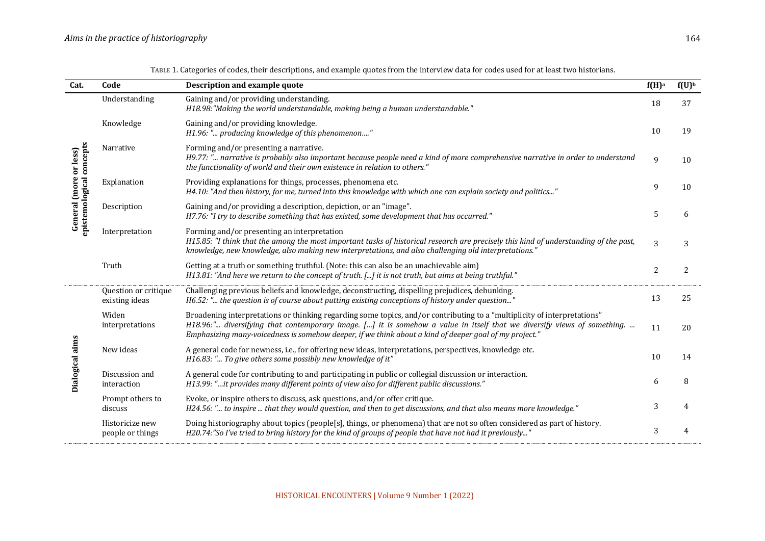TABLE 1. Categories of codes, their descriptions, and example quotes from the interview data for codes used for at least two historians.

| Cat. | Code | Description and example quote | f(H)[a] | f(U)[b] |
|---|---|---|---|---|
| General (more or less) epistemological concepts | Understanding | Gaining and/or providing understanding.<br>*H18.98:"Making the world understandable, making being a human understandable."* | 18 | 37 |
| | Knowledge | Gaining and/or providing knowledge.<br>*H1.96: "... producing knowledge of this phenomenon…."* | 10 | 19 |
| | Narrative | Forming and/or presenting a narrative.<br>*H9.77: "... narrative is probably also important because people need a kind of more comprehensive narrative in order to understand the functionality of world and their own existence in relation to others."* | 9 | 10 |
| | Explanation | Providing explanations for things, processes, phenomena etc.<br>*H4.10: "And then history, for me, turned into this knowledge with which one can explain society and politics..."* | 9 | 10 |
| | Description | Gaining and/or providing a description, depiction, or an "image".<br>*H7.76: "I try to describe something that has existed, some development that has occurred."* | 5 | 6 |
| | Interpretation | Forming and/or presenting an interpretation<br>*H15.85: "I think that the among the most important tasks of historical research are precisely this kind of understanding of the past, knowledge, new knowledge, also making new interpretations, and also challenging old interpretations."* | 3 | 3 |
| | Truth | Getting at a truth or something truthful. (Note: this can also be an unachievable aim)<br>*H13.81: "And here we return to the concept of truth. [...] it is not truth, but aims at being truthful."* | 2 | 2 |
| Dialogical aims | Question or critique existing ideas | Challenging previous beliefs and knowledge, deconstructing, dispelling prejudices, debunking.<br>*H6.52: "... the question is of course about putting existing conceptions of history under question..."* | 13 | 25 |
| | Widen interpretations | Broadening interpretations or thinking regarding some topics, and/or contributing to a "multiplicity of interpretations"<br>*H18.96:"... diversifying that contemporary image. [...] it is somehow a value in itself that we diversify views of something. ... Emphasizing many-voicedness is somehow deeper, if we think about a kind of deeper goal of my project."* | 11 | 20 |
| | New ideas | A general code for newness, i.e., for offering new ideas, interpretations, perspectives, knowledge etc.<br>*H16.83: "... To give others some possibly new knowledge of it"* | 10 | 14 |
| | Discussion and interaction | A general code for contributing to and participating in public or collegial discussion or interaction.<br>*H13.99: "…it provides many different points of view also for different public discussions."* | 6 | 8 |
| | Prompt others to discuss | Evoke, or inspire others to discuss, ask questions, and/or offer critique.<br>*H24.56: "... to inspire ... that they would question, and then to get discussions, and that also means more knowledge."* | 3 | 4 |
| | Historicize new people or things | Doing historiography about topics (people[s], things, or phenomena) that are not so often considered as part of history.<br>*H20.74:"So I've tried to bring history for the kind of groups of people that have not had it previously..."* | 3 | 4 |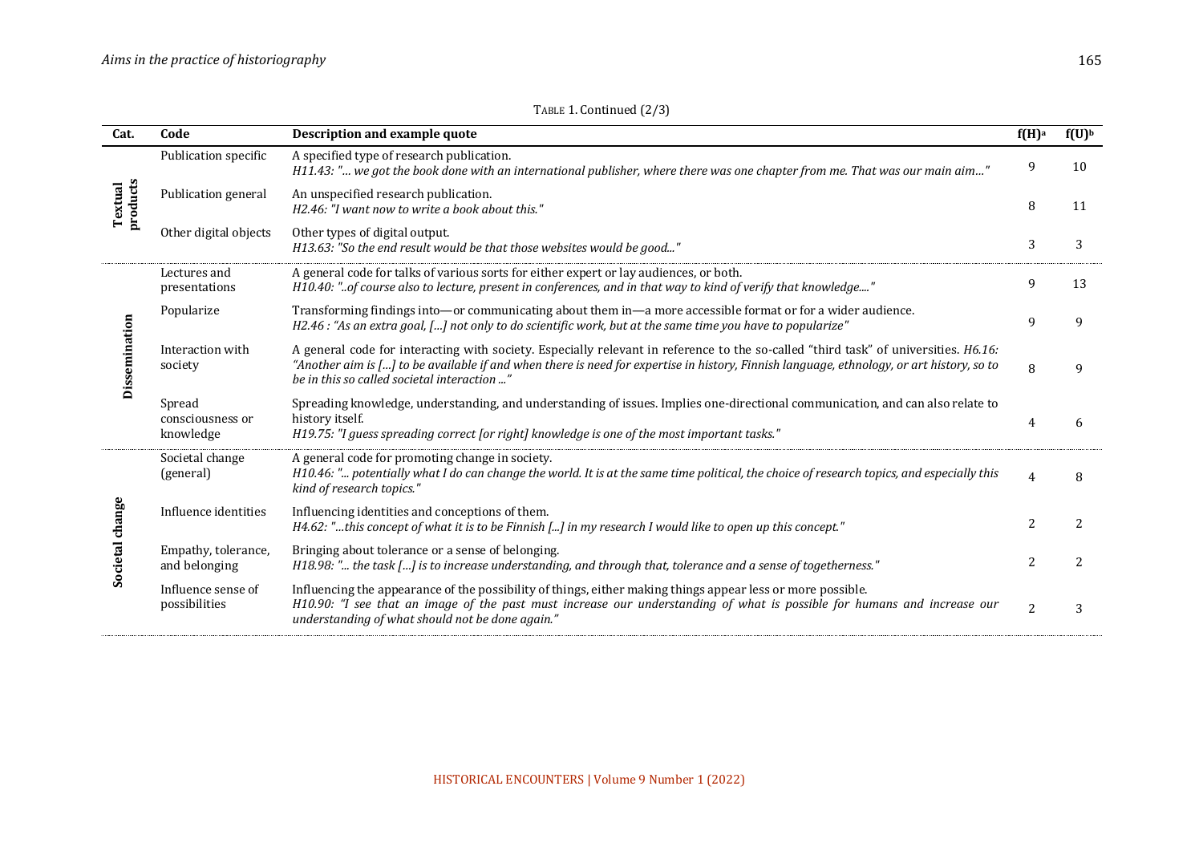TABLE 1. Continued (2/3)

| Cat. | Code | Description and example quote | f(H)[a] | f(U)[b] |
|---|---|---|---|---|
| Textual products | Publication specific | A specified type of research publication. *H11.43: "… we got the book done with an international publisher, where there was one chapter from me. That was our main aim…"* | 9 | 10 |
| | Publication general | An unspecified research publication. *H2.46: "I want now to write a book about this."* | 8 | 11 |
| | Other digital objects | Other types of digital output. *H13.63: "So the end result would be that those websites would be good..."* | 3 | 3 |
| Dissemination | Lectures and presentations | A general code for talks of various sorts for either expert or lay audiences, or both. *H10.40: "..of course also to lecture, present in conferences, and in that way to kind of verify that knowledge...."* | 9 | 13 |
| | Popularize | Transforming findings into—or communicating about them in—a more accessible format or for a wider audience. *H2.46 : "As an extra goal, […] not only to do scientific work, but at the same time you have to popularize"* | 9 | 9 |
| | Interaction with society | A general code for interacting with society. Especially relevant in reference to the so-called "third task" of universities. *H6.16: "Another aim is […] to be available if and when there is need for expertise in history, Finnish language, ethnology, or art history, so to be in this so called societal interaction ..."* | 8 | 9 |
| | Spread consciousness or knowledge | Spreading knowledge, understanding, and understanding of issues. Implies one-directional communication, and can also relate to history itself. *H19.75: "I guess spreading correct [or right] knowledge is one of the most important tasks."* | 4 | 6 |
| Societal change | Societal change (general) | A general code for promoting change in society. *H10.46: "... potentially what I do can change the world. It is at the same time political, the choice of research topics, and especially this kind of research topics."* | 4 | 8 |
| | Influence identities | Influencing identities and conceptions of them. *H4.62: "…this concept of what it is to be Finnish [...] in my research I would like to open up this concept."* | 2 | 2 |
| | Empathy, tolerance, and belonging | Bringing about tolerance or a sense of belonging. *H18.98: "... the task […] is to increase understanding, and through that, tolerance and a sense of togetherness."* | 2 | 2 |
| | Influence sense of possibilities | Influencing the appearance of the possibility of things, either making things appear less or more possible. *H10.90: "I see that an image of the past must increase our understanding of what is possible for humans and increase our understanding of what should not be done again."* | 2 | 3 |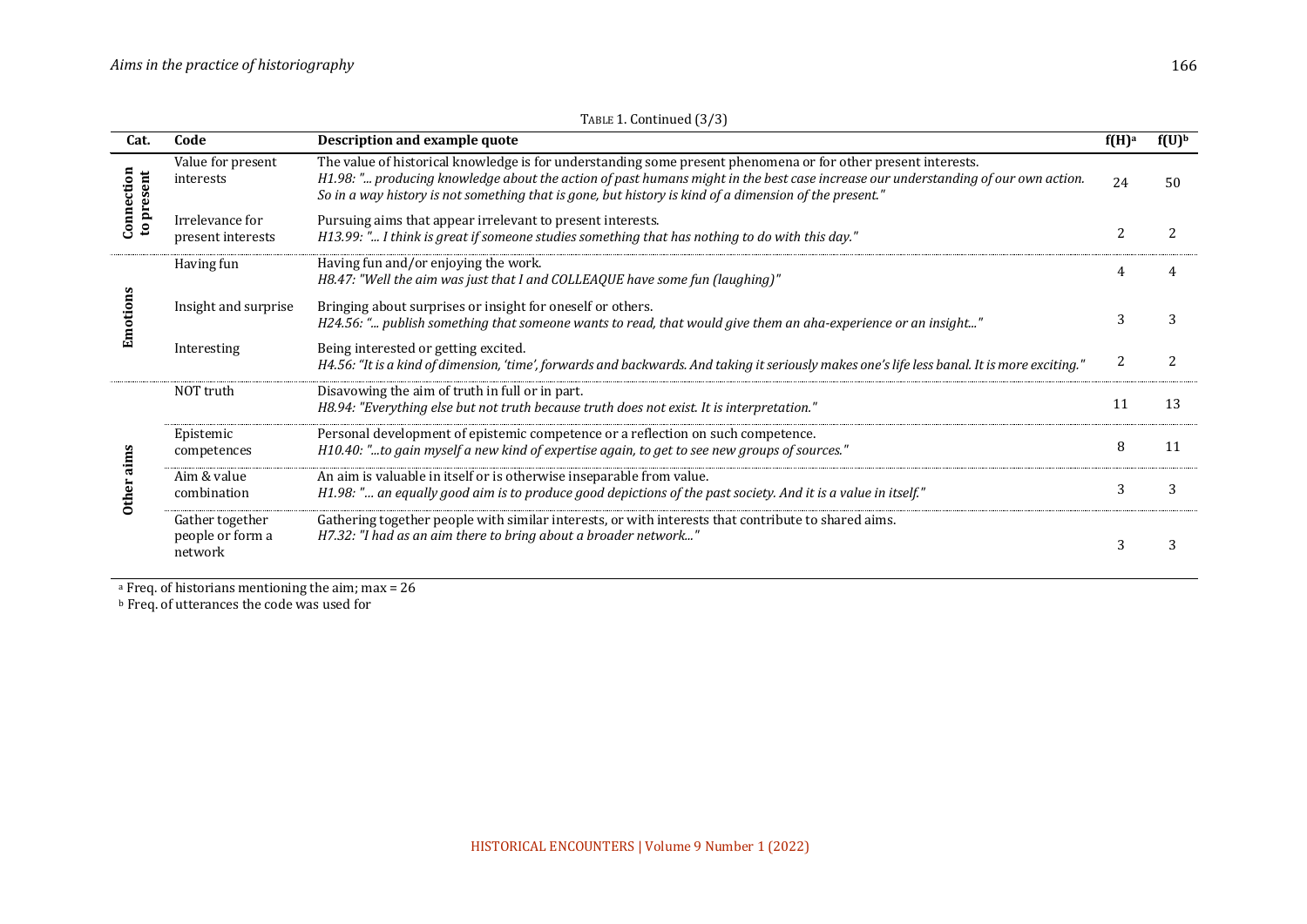TABLE 1. Continued (3/3)

| Cat. | Code | Description and example quote | f(H)[a] | f(U)[b] |
|---|---|---|---|---|
| Connection to present | Value for present interests | The value of historical knowledge is for understanding some present phenomena or for other present interests. *H1.98: "... producing knowledge about the action of past humans might in the best case increase our understanding of our own action. So in a way history is not something that is gone, but history is kind of a dimension of the present."* | 24 | 50 |
| | Irrelevance for present interests | Pursuing aims that appear irrelevant to present interests. *H13.99: "... I think is great if someone studies something that has nothing to do with this day."* | 2 | 2 |
| Emotions | Having fun | Having fun and/or enjoying the work. *H8.47: "Well the aim was just that I and COLLEAQUE have some fun (laughing)"* | 4 | 4 |
| | Insight and surprise | Bringing about surprises or insight for oneself or others. *H24.56: "... publish something that someone wants to read, that would give them an aha-experience or an insight..."* | 3 | 3 |
| | Interesting | Being interested or getting excited. *H4.56: "It is a kind of dimension, 'time', forwards and backwards. And taking it seriously makes one's life less banal. It is more exciting."* | 2 | 2 |
| Other aims | NOT truth | Disavowing the aim of truth in full or in part. *H8.94: "Everything else but not truth because truth does not exist. It is interpretation."* | 11 | 13 |
| | Epistemic competences | Personal development of epistemic competence or a reflection on such competence. *H10.40: "...to gain myself a new kind of expertise again, to get to see new groups of sources."* | 8 | 11 |
| | Aim & value combination | An aim is valuable in itself or is otherwise inseparable from value. *H1.98: "... an equally good aim is to produce good depictions of the past society. And it is a value in itself."* | 3 | 3 |
| | Gather together people or form a network | Gathering together people with similar interests, or with interests that contribute to shared aims. *H7.32: "I had as an aim there to bring about a broader network..."* | 3 | 3 |

[a] Freq. of historians mentioning the aim; max = 26

[b] Freq. of utterances the code was used for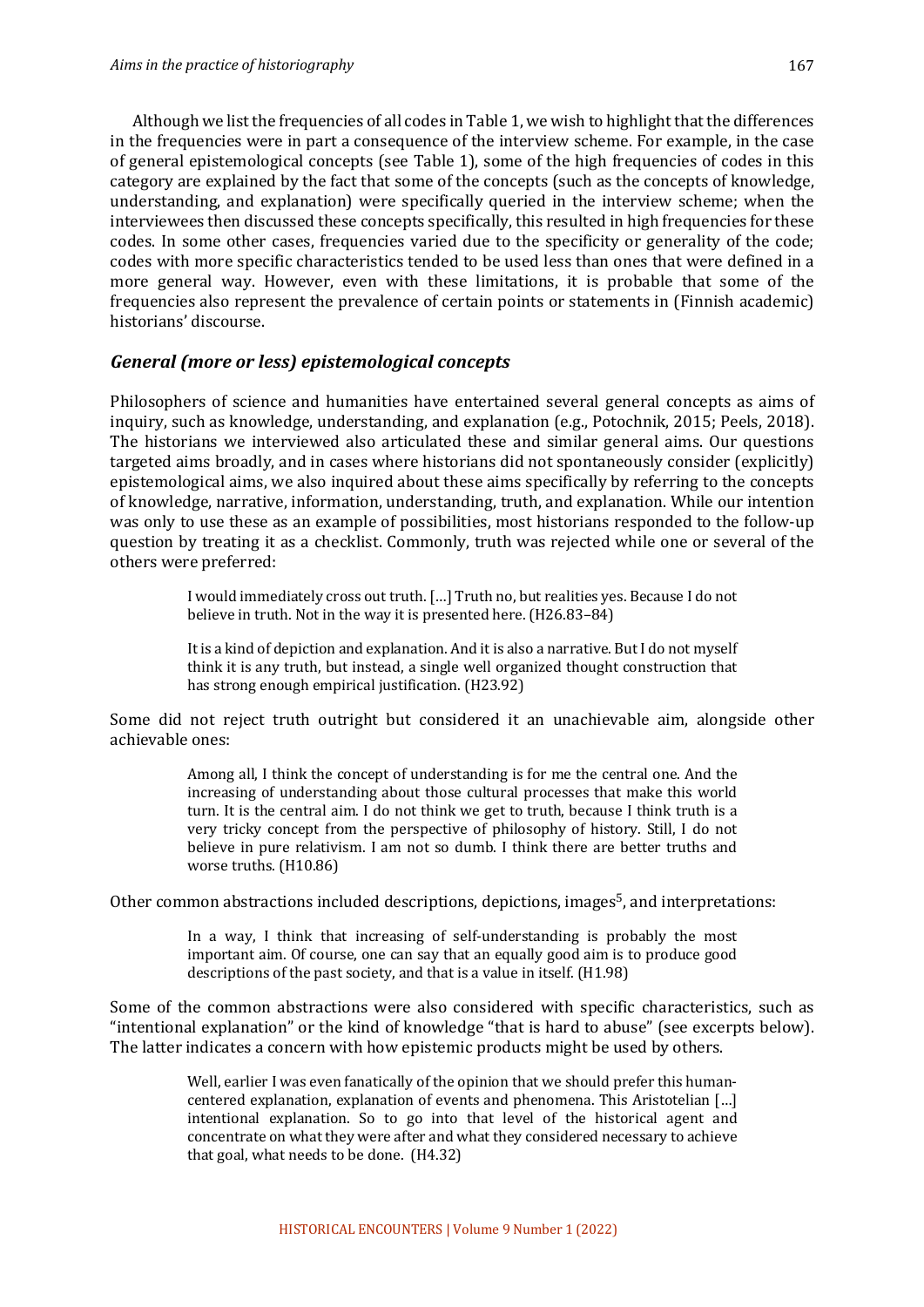Although we list the frequencies of all codes in Table 1, we wish to highlight that the differences in the frequencies were in part a consequence of the interview scheme. For example, in the case of general epistemological concepts (see Table 1), some of the high frequencies of codes in this category are explained by the fact that some of the concepts (such as the concepts of knowledge, understanding, and explanation) were specifically queried in the interview scheme; when the interviewees then discussed these concepts specifically, this resulted in high frequencies for these codes. In some other cases, frequencies varied due to the specificity or generality of the code; codes with more specific characteristics tended to be used less than ones that were defined in a more general way. However, even with these limitations, it is probable that some of the frequencies also represent the prevalence of certain points or statements in (Finnish academic) historians' discourse.

### *General (more or less) epistemological concepts*

Philosophers of science and humanities have entertained several general concepts as aims of inquiry, such as knowledge, understanding, and explanation (e.g., Potochnik, 2015; Peels, 2018). The historians we interviewed also articulated these and similar general aims. Our questions targeted aims broadly, and in cases where historians did not spontaneously consider (explicitly) epistemological aims, we also inquired about these aims specifically by referring to the concepts of knowledge, narrative, information, understanding, truth, and explanation. While our intention was only to use these as an example of possibilities, most historians responded to the follow-up question by treating it as a checklist. Commonly, truth was rejected while one or several of the others were preferred:

> I would immediately cross out truth. […] Truth no, but realities yes. Because I do not believe in truth. Not in the way it is presented here. (H26.83–84)

> It is a kind of depiction and explanation. And it is also a narrative. But I do not myself think it is any truth, but instead, a single well organized thought construction that has strong enough empirical justification. (H23.92)

Some did not reject truth outright but considered it an unachievable aim, alongside other achievable ones:

> Among all, I think the concept of understanding is for me the central one. And the increasing of understanding about those cultural processes that make this world turn. It is the central aim. I do not think we get to truth, because I think truth is a very tricky concept from the perspective of philosophy of history. Still, I do not believe in pure relativism. I am not so dumb. I think there are better truths and worse truths. (H10.86)

Other common abstractions included descriptions, depictions, images[5], and interpretations:

> In a way, I think that increasing of self-understanding is probably the most important aim. Of course, one can say that an equally good aim is to produce good descriptions of the past society, and that is a value in itself. (H1.98)

Some of the common abstractions were also considered with specific characteristics, such as "intentional explanation" or the kind of knowledge "that is hard to abuse" (see excerpts below). The latter indicates a concern with how epistemic products might be used by others.

> Well, earlier I was even fanatically of the opinion that we should prefer this human-centered explanation, explanation of events and phenomena. This Aristotelian […] intentional explanation. So to go into that level of the historical agent and concentrate on what they were after and what they considered necessary to achieve that goal, what needs to be done. (H4.32)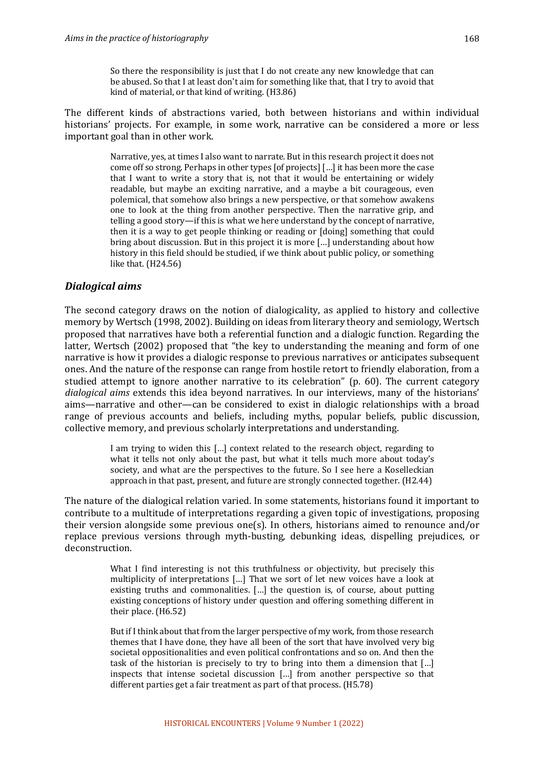> So there the responsibility is just that I do not create any new knowledge that can be abused. So that I at least don't aim for something like that, that I try to avoid that kind of material, or that kind of writing. (H3.86)

The different kinds of abstractions varied, both between historians and within individual historians' projects. For example, in some work, narrative can be considered a more or less important goal than in other work.

> Narrative, yes, at times I also want to narrate. But in this research project it does not come off so strong. Perhaps in other types [of projects] […] it has been more the case that I want to write a story that is, not that it would be entertaining or widely readable, but maybe an exciting narrative, and a maybe a bit courageous, even polemical, that somehow also brings a new perspective, or that somehow awakens one to look at the thing from another perspective. Then the narrative grip, and telling a good story—if this is what we here understand by the concept of narrative, then it is a way to get people thinking or reading or [doing] something that could bring about discussion. But in this project it is more […] understanding about how history in this field should be studied, if we think about public policy, or something like that. (H24.56)

## *Dialogical aims*

The second category draws on the notion of dialogicality, as applied to history and collective memory by Wertsch (1998, 2002). Building on ideas from literary theory and semiology, Wertsch proposed that narratives have both a referential function and a dialogic function. Regarding the latter, Wertsch (2002) proposed that "the key to understanding the meaning and form of one narrative is how it provides a dialogic response to previous narratives or anticipates subsequent ones. And the nature of the response can range from hostile retort to friendly elaboration, from a studied attempt to ignore another narrative to its celebration" (p. 60). The current category *dialogical aims* extends this idea beyond narratives. In our interviews, many of the historians' aims—narrative and other—can be considered to exist in dialogic relationships with a broad range of previous accounts and beliefs, including myths, popular beliefs, public discussion, collective memory, and previous scholarly interpretations and understanding.

> I am trying to widen this […] context related to the research object, regarding to what it tells not only about the past, but what it tells much more about today's society, and what are the perspectives to the future. So I see here a Koselleckian approach in that past, present, and future are strongly connected together. (H2.44)

The nature of the dialogical relation varied. In some statements, historians found it important to contribute to a multitude of interpretations regarding a given topic of investigations, proposing their version alongside some previous one(s). In others, historians aimed to renounce and/or replace previous versions through myth-busting, debunking ideas, dispelling prejudices, or deconstruction.

> What I find interesting is not this truthfulness or objectivity, but precisely this multiplicity of interpretations […] That we sort of let new voices have a look at existing truths and commonalities. […] the question is, of course, about putting existing conceptions of history under question and offering something different in their place. (H6.52)

> But if I think about that from the larger perspective of my work, from those research themes that I have done, they have all been of the sort that have involved very big societal oppositionalities and even political confrontations and so on. And then the task of the historian is precisely to try to bring into them a dimension that […] inspects that intense societal discussion […] from another perspective so that different parties get a fair treatment as part of that process. (H5.78)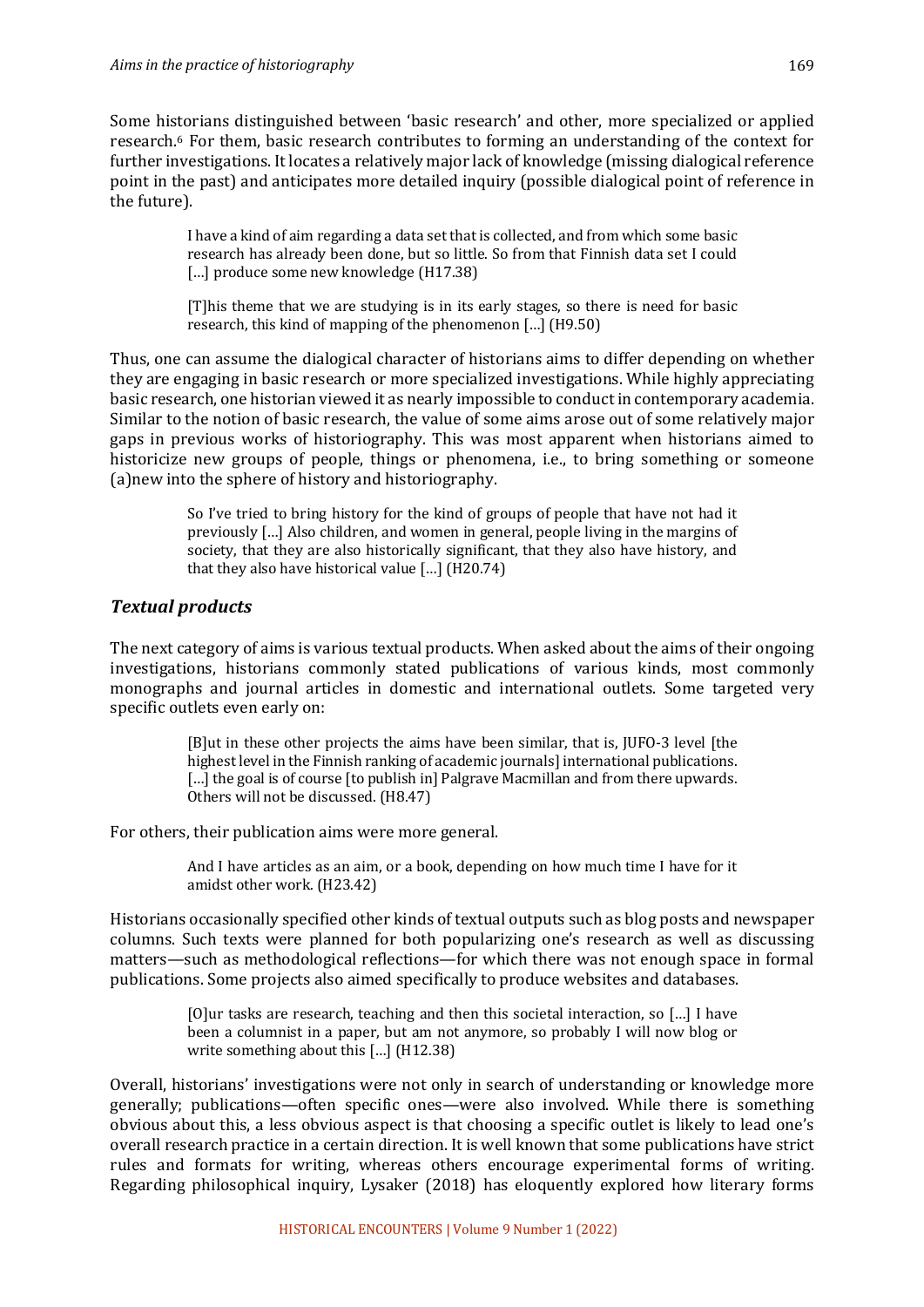Some historians distinguished between 'basic research' and other, more specialized or applied research.[6] For them, basic research contributes to forming an understanding of the context for further investigations. It locates a relatively major lack of knowledge (missing dialogical reference point in the past) and anticipates more detailed inquiry (possible dialogical point of reference in the future).

> I have a kind of aim regarding a data set that is collected, and from which some basic research has already been done, but so little. So from that Finnish data set I could […] produce some new knowledge (H17.38)

> [T]his theme that we are studying is in its early stages, so there is need for basic research, this kind of mapping of the phenomenon […] (H9.50)

Thus, one can assume the dialogical character of historians aims to differ depending on whether they are engaging in basic research or more specialized investigations. While highly appreciating basic research, one historian viewed it as nearly impossible to conduct in contemporary academia. Similar to the notion of basic research, the value of some aims arose out of some relatively major gaps in previous works of historiography. This was most apparent when historians aimed to historicize new groups of people, things or phenomena, i.e., to bring something or someone (a)new into the sphere of history and historiography.

> So I've tried to bring history for the kind of groups of people that have not had it previously […] Also children, and women in general, people living in the margins of society, that they are also historically significant, that they also have history, and that they also have historical value […] (H20.74)

### *Textual products*

The next category of aims is various textual products. When asked about the aims of their ongoing investigations, historians commonly stated publications of various kinds, most commonly monographs and journal articles in domestic and international outlets. Some targeted very specific outlets even early on:

> [B]ut in these other projects the aims have been similar, that is, JUFO-3 level [the highest level in the Finnish ranking of academic journals] international publications. […] the goal is of course [to publish in] Palgrave Macmillan and from there upwards. Others will not be discussed. (H8.47)

For others, their publication aims were more general.

> And I have articles as an aim, or a book, depending on how much time I have for it amidst other work. (H23.42)

Historians occasionally specified other kinds of textual outputs such as blog posts and newspaper columns. Such texts were planned for both popularizing one's research as well as discussing matters—such as methodological reflections—for which there was not enough space in formal publications. Some projects also aimed specifically to produce websites and databases.

> [O]ur tasks are research, teaching and then this societal interaction, so […] I have been a columnist in a paper, but am not anymore, so probably I will now blog or write something about this […] (H12.38)

Overall, historians' investigations were not only in search of understanding or knowledge more generally; publications—often specific ones—were also involved. While there is something obvious about this, a less obvious aspect is that choosing a specific outlet is likely to lead one's overall research practice in a certain direction. It is well known that some publications have strict rules and formats for writing, whereas others encourage experimental forms of writing. Regarding philosophical inquiry, Lysaker (2018) has eloquently explored how literary forms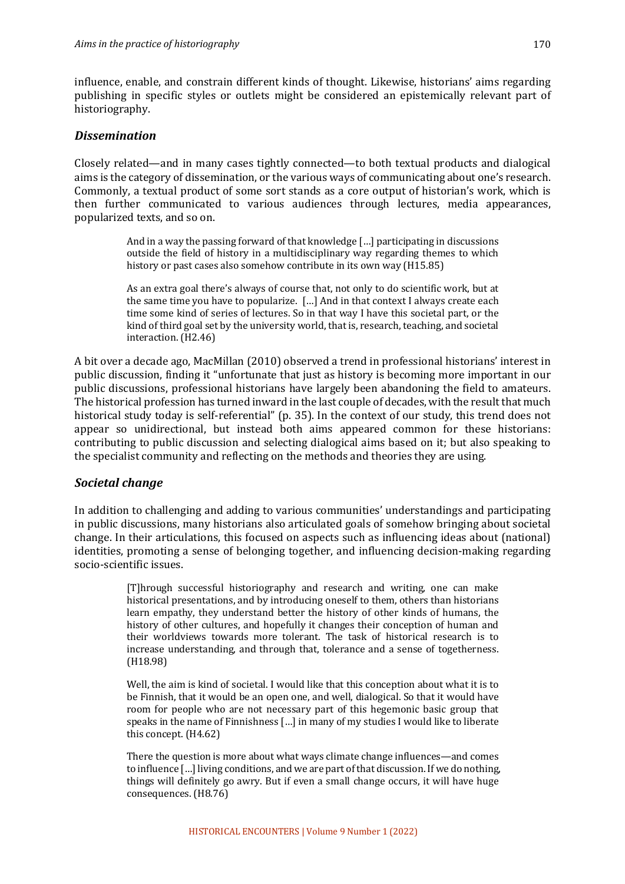influence, enable, and constrain different kinds of thought. Likewise, historians' aims regarding publishing in specific styles or outlets might be considered an epistemically relevant part of historiography.

### *Dissemination*

Closely related—and in many cases tightly connected—to both textual products and dialogical aims is the category of dissemination, or the various ways of communicating about one's research. Commonly, a textual product of some sort stands as a core output of historian's work, which is then further communicated to various audiences through lectures, media appearances, popularized texts, and so on.

> And in a way the passing forward of that knowledge […] participating in discussions outside the field of history in a multidisciplinary way regarding themes to which history or past cases also somehow contribute in its own way (H15.85)

> As an extra goal there's always of course that, not only to do scientific work, but at the same time you have to popularize. […] And in that context I always create each time some kind of series of lectures. So in that way I have this societal part, or the kind of third goal set by the university world, that is, research, teaching, and societal interaction. (H2.46)

A bit over a decade ago, MacMillan (2010) observed a trend in professional historians' interest in public discussion, finding it "unfortunate that just as history is becoming more important in our public discussions, professional historians have largely been abandoning the field to amateurs. The historical profession has turned inward in the last couple of decades, with the result that much historical study today is self-referential" (p. 35). In the context of our study, this trend does not appear so unidirectional, but instead both aims appeared common for these historians: contributing to public discussion and selecting dialogical aims based on it; but also speaking to the specialist community and reflecting on the methods and theories they are using.

### *Societal change*

In addition to challenging and adding to various communities' understandings and participating in public discussions, many historians also articulated goals of somehow bringing about societal change. In their articulations, this focused on aspects such as influencing ideas about (national) identities, promoting a sense of belonging together, and influencing decision-making regarding socio-scientific issues.

> [T]hrough successful historiography and research and writing, one can make historical presentations, and by introducing oneself to them, others than historians learn empathy, they understand better the history of other kinds of humans, the history of other cultures, and hopefully it changes their conception of human and their worldviews towards more tolerant. The task of historical research is to increase understanding, and through that, tolerance and a sense of togetherness. (H18.98)

> Well, the aim is kind of societal. I would like that this conception about what it is to be Finnish, that it would be an open one, and well, dialogical. So that it would have room for people who are not necessary part of this hegemonic basic group that speaks in the name of Finnishness […] in many of my studies I would like to liberate this concept. (H4.62)

> There the question is more about what ways climate change influences—and comes to influence […] living conditions, and we are part of that discussion. If we do nothing, things will definitely go awry. But if even a small change occurs, it will have huge consequences. (H8.76)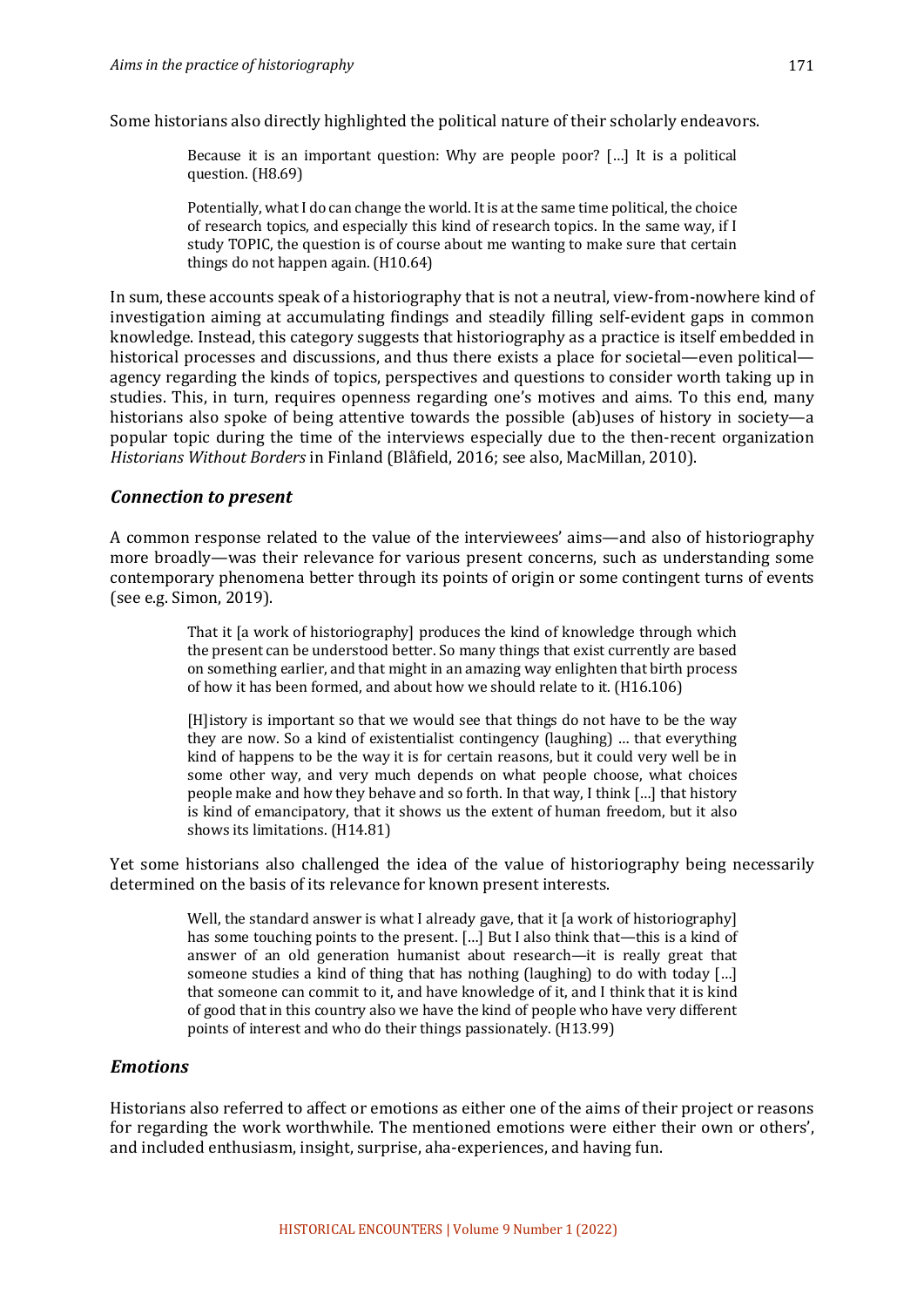Some historians also directly highlighted the political nature of their scholarly endeavors.

> Because it is an important question: Why are people poor? […] It is a political question. (H8.69)

> Potentially, what I do can change the world. It is at the same time political, the choice of research topics, and especially this kind of research topics. In the same way, if I study TOPIC, the question is of course about me wanting to make sure that certain things do not happen again. (H10.64)

In sum, these accounts speak of a historiography that is not a neutral, view-from-nowhere kind of investigation aiming at accumulating findings and steadily filling self-evident gaps in common knowledge. Instead, this category suggests that historiography as a practice is itself embedded in historical processes and discussions, and thus there exists a place for societal—even political—agency regarding the kinds of topics, perspectives and questions to consider worth taking up in studies. This, in turn, requires openness regarding one's motives and aims. To this end, many historians also spoke of being attentive towards the possible (ab)uses of history in society—a popular topic during the time of the interviews especially due to the then-recent organization *Historians Without Borders* in Finland (Blåfield, 2016; see also, MacMillan, 2010).

### *Connection to present*

A common response related to the value of the interviewees' aims—and also of historiography more broadly—was their relevance for various present concerns, such as understanding some contemporary phenomena better through its points of origin or some contingent turns of events (see e.g. Simon, 2019).

> That it [a work of historiography] produces the kind of knowledge through which the present can be understood better. So many things that exist currently are based on something earlier, and that might in an amazing way enlighten that birth process of how it has been formed, and about how we should relate to it. (H16.106)

> [H]istory is important so that we would see that things do not have to be the way they are now. So a kind of existentialist contingency (laughing) … that everything kind of happens to be the way it is for certain reasons, but it could very well be in some other way, and very much depends on what people choose, what choices people make and how they behave and so forth. In that way, I think […] that history is kind of emancipatory, that it shows us the extent of human freedom, but it also shows its limitations. (H14.81)

Yet some historians also challenged the idea of the value of historiography being necessarily determined on the basis of its relevance for known present interests.

> Well, the standard answer is what I already gave, that it [a work of historiography] has some touching points to the present. […] But I also think that—this is a kind of answer of an old generation humanist about research—it is really great that someone studies a kind of thing that has nothing (laughing) to do with today […] that someone can commit to it, and have knowledge of it, and I think that it is kind of good that in this country also we have the kind of people who have very different points of interest and who do their things passionately. (H13.99)

### *Emotions*

Historians also referred to affect or emotions as either one of the aims of their project or reasons for regarding the work worthwhile. The mentioned emotions were either their own or others', and included enthusiasm, insight, surprise, aha-experiences, and having fun.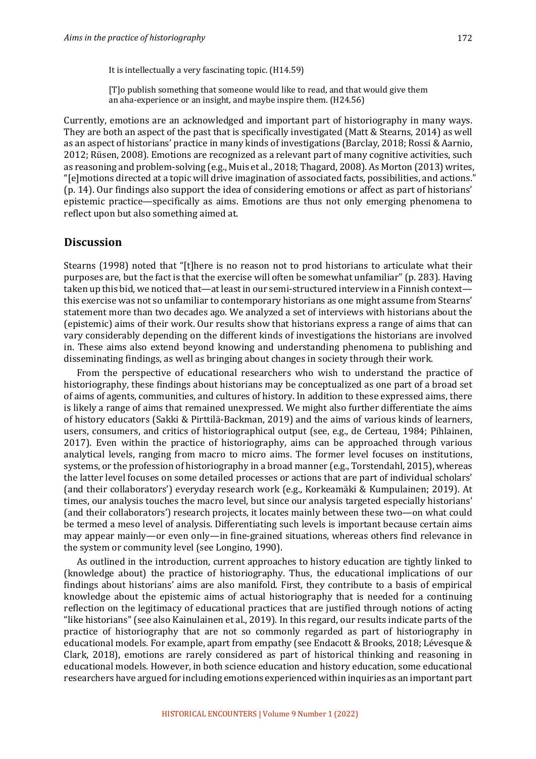> It is intellectually a very fascinating topic. (H14.59)

> [T]o publish something that someone would like to read, and that would give them an aha-experience or an insight, and maybe inspire them. (H24.56)

Currently, emotions are an acknowledged and important part of historiography in many ways. They are both an aspect of the past that is specifically investigated (Matt & Stearns, 2014) as well as an aspect of historians' practice in many kinds of investigations (Barclay, 2018; Rossi & Aarnio, 2012; Rüsen, 2008). Emotions are recognized as a relevant part of many cognitive activities, such as reasoning and problem-solving (e.g., Muis et al., 2018; Thagard, 2008). As Morton (2013) writes, "[e]motions directed at a topic will drive imagination of associated facts, possibilities, and actions." (p. 14). Our findings also support the idea of considering emotions or affect as part of historians' epistemic practice—specifically as aims. Emotions are thus not only emerging phenomena to reflect upon but also something aimed at.

## Discussion

Stearns (1998) noted that "[t]here is no reason not to prod historians to articulate what their purposes are, but the fact is that the exercise will often be somewhat unfamiliar" (p. 283). Having taken up this bid, we noticed that—at least in our semi-structured interview in a Finnish context—this exercise was not so unfamiliar to contemporary historians as one might assume from Stearns' statement more than two decades ago. We analyzed a set of interviews with historians about the (epistemic) aims of their work. Our results show that historians express a range of aims that can vary considerably depending on the different kinds of investigations the historians are involved in. These aims also extend beyond knowing and understanding phenomena to publishing and disseminating findings, as well as bringing about changes in society through their work.

From the perspective of educational researchers who wish to understand the practice of historiography, these findings about historians may be conceptualized as one part of a broad set of aims of agents, communities, and cultures of history. In addition to these expressed aims, there is likely a range of aims that remained unexpressed. We might also further differentiate the aims of history educators (Sakki & Pirttilä-Backman, 2019) and the aims of various kinds of learners, users, consumers, and critics of historiographical output (see, e.g., de Certeau, 1984; Pihlainen, 2017). Even within the practice of historiography, aims can be approached through various analytical levels, ranging from macro to micro aims. The former level focuses on institutions, systems, or the profession of historiography in a broad manner (e.g., Torstendahl, 2015), whereas the latter level focuses on some detailed processes or actions that are part of individual scholars' (and their collaborators') everyday research work (e.g., Korkeamäki & Kumpulainen; 2019). At times, our analysis touches the macro level, but since our analysis targeted especially historians' (and their collaborators') research projects, it locates mainly between these two—on what could be termed a meso level of analysis. Differentiating such levels is important because certain aims may appear mainly—or even only—in fine-grained situations, whereas others find relevance in the system or community level (see Longino, 1990).

As outlined in the introduction, current approaches to history education are tightly linked to (knowledge about) the practice of historiography. Thus, the educational implications of our findings about historians' aims are also manifold. First, they contribute to a basis of empirical knowledge about the epistemic aims of actual historiography that is needed for a continuing reflection on the legitimacy of educational practices that are justified through notions of acting "like historians" (see also Kainulainen et al., 2019). In this regard, our results indicate parts of the practice of historiography that are not so commonly regarded as part of historiography in educational models. For example, apart from empathy (see Endacott & Brooks, 2018; Lévesque & Clark, 2018), emotions are rarely considered as part of historical thinking and reasoning in educational models. However, in both science education and history education, some educational researchers have argued for including emotions experienced within inquiries as an important part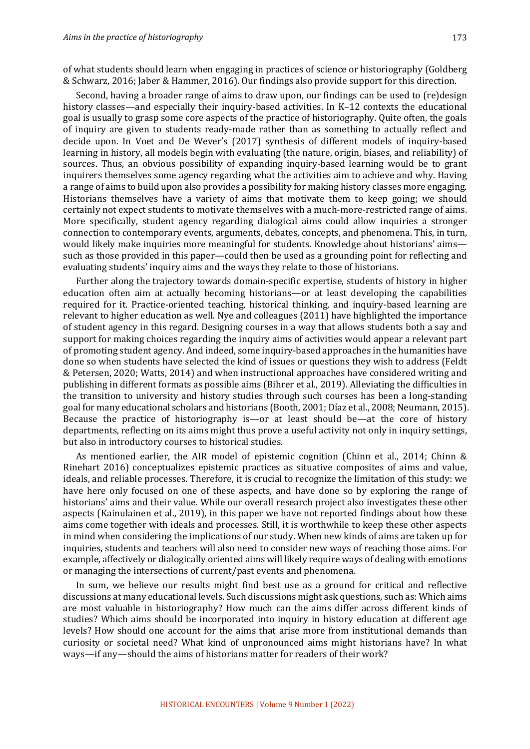of what students should learn when engaging in practices of science or historiography (Goldberg & Schwarz, 2016; Jaber & Hammer, 2016). Our findings also provide support for this direction.

Second, having a broader range of aims to draw upon, our findings can be used to (re)design history classes—and especially their inquiry-based activities. In K–12 contexts the educational goal is usually to grasp some core aspects of the practice of historiography. Quite often, the goals of inquiry are given to students ready-made rather than as something to actually reflect and decide upon. In Voet and De Wever's (2017) synthesis of different models of inquiry-based learning in history, all models begin with evaluating (the nature, origin, biases, and reliability) of sources. Thus, an obvious possibility of expanding inquiry-based learning would be to grant inquirers themselves some agency regarding what the activities aim to achieve and why. Having a range of aims to build upon also provides a possibility for making history classes more engaging. Historians themselves have a variety of aims that motivate them to keep going; we should certainly not expect students to motivate themselves with a much-more-restricted range of aims. More specifically, student agency regarding dialogical aims could allow inquiries a stronger connection to contemporary events, arguments, debates, concepts, and phenomena. This, in turn, would likely make inquiries more meaningful for students. Knowledge about historians' aims—such as those provided in this paper—could then be used as a grounding point for reflecting and evaluating students' inquiry aims and the ways they relate to those of historians.

Further along the trajectory towards domain-specific expertise, students of history in higher education often aim at actually becoming historians—or at least developing the capabilities required for it. Practice-oriented teaching, historical thinking, and inquiry-based learning are relevant to higher education as well. Nye and colleagues (2011) have highlighted the importance of student agency in this regard. Designing courses in a way that allows students both a say and support for making choices regarding the inquiry aims of activities would appear a relevant part of promoting student agency. And indeed, some inquiry-based approaches in the humanities have done so when students have selected the kind of issues or questions they wish to address (Feldt & Petersen, 2020; Watts, 2014) and when instructional approaches have considered writing and publishing in different formats as possible aims (Bihrer et al., 2019). Alleviating the difficulties in the transition to university and history studies through such courses has been a long-standing goal for many educational scholars and historians (Booth, 2001; Díaz et al., 2008; Neumann, 2015). Because the practice of historiography is—or at least should be—at the core of history departments, reflecting on its aims might thus prove a useful activity not only in inquiry settings, but also in introductory courses to historical studies.

As mentioned earlier, the AIR model of epistemic cognition (Chinn et al., 2014; Chinn & Rinehart 2016) conceptualizes epistemic practices as situative composites of aims and value, ideals, and reliable processes. Therefore, it is crucial to recognize the limitation of this study: we have here only focused on one of these aspects, and have done so by exploring the range of historians' aims and their value. While our overall research project also investigates these other aspects (Kainulainen et al., 2019), in this paper we have not reported findings about how these aims come together with ideals and processes. Still, it is worthwhile to keep these other aspects in mind when considering the implications of our study. When new kinds of aims are taken up for inquiries, students and teachers will also need to consider new ways of reaching those aims. For example, affectively or dialogically oriented aims will likely require ways of dealing with emotions or managing the intersections of current/past events and phenomena.

In sum, we believe our results might find best use as a ground for critical and reflective discussions at many educational levels. Such discussions might ask questions, such as: Which aims are most valuable in historiography? How much can the aims differ across different kinds of studies? Which aims should be incorporated into inquiry in history education at different age levels? How should one account for the aims that arise more from institutional demands than curiosity or societal need? What kind of unpronounced aims might historians have? In what ways—if any—should the aims of historians matter for readers of their work?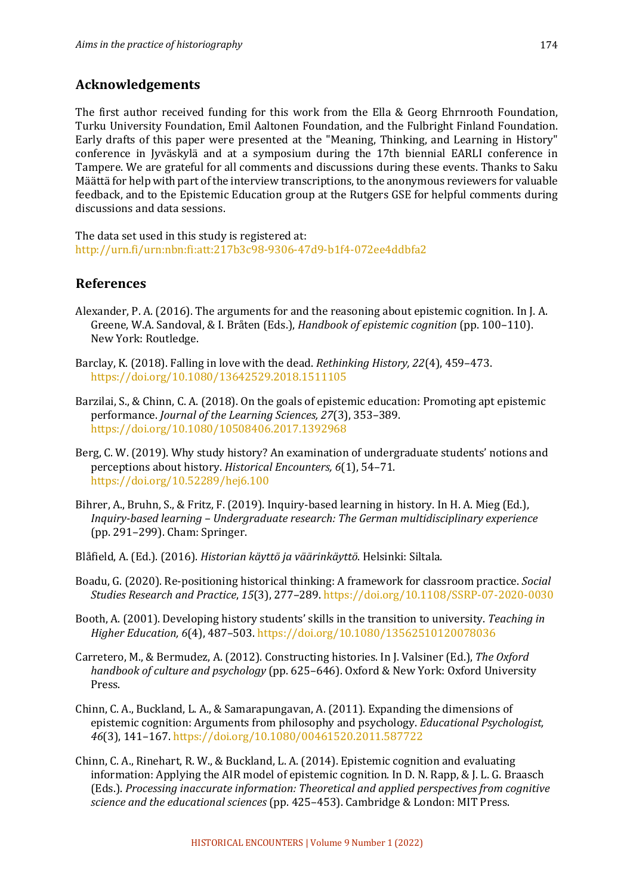## Acknowledgements

The first author received funding for this work from the Ella & Georg Ehrnrooth Foundation, Turku University Foundation, Emil Aaltonen Foundation, and the Fulbright Finland Foundation. Early drafts of this paper were presented at the "Meaning, Thinking, and Learning in History" conference in Jyväskylä and at a symposium during the 17th biennial EARLI conference in Tampere. We are grateful for all comments and discussions during these events. Thanks to Saku Määttä for help with part of the interview transcriptions, to the anonymous reviewers for valuable feedback, and to the Epistemic Education group at the Rutgers GSE for helpful comments during discussions and data sessions.

The data set used in this study is registered at:
http://urn.fi/urn:nbn:fi:att:217b3c98-9306-47d9-b1f4-072ee4ddbfa2

## References

Alexander, P. A. (2016). The arguments for and the reasoning about epistemic cognition. In J. A. Greene, W.A. Sandoval, & I. Bråten (Eds.), *Handbook of epistemic cognition* (pp. 100–110). New York: Routledge.

Barclay, K. (2018). Falling in love with the dead. *Rethinking History, 22*(4), 459–473. https://doi.org/10.1080/13642529.2018.1511105

Barzilai, S., & Chinn, C. A. (2018). On the goals of epistemic education: Promoting apt epistemic performance. *Journal of the Learning Sciences, 27*(3), 353–389. https://doi.org/10.1080/10508406.2017.1392968

Berg, C. W. (2019). Why study history? An examination of undergraduate students' notions and perceptions about history. *Historical Encounters, 6*(1), 54–71. https://doi.org/10.52289/hej6.100

Bihrer, A., Bruhn, S., & Fritz, F. (2019). Inquiry-based learning in history. In H. A. Mieg (Ed.), *Inquiry-based learning – Undergraduate research: The German multidisciplinary experience* (pp. 291–299). Cham: Springer.

Blåfield, A. (Ed.). (2016). *Historian käyttö ja väärinkäyttö*. Helsinki: Siltala.

Boadu, G. (2020). Re-positioning historical thinking: A framework for classroom practice. *Social Studies Research and Practice*, *15*(3), 277–289. https://doi.org/10.1108/SSRP-07-2020-0030

Booth, A. (2001). Developing history students' skills in the transition to university. *Teaching in Higher Education, 6*(4), 487–503. https://doi.org/10.1080/13562510120078036

Carretero, M., & Bermudez, A. (2012). Constructing histories. In J. Valsiner (Ed.), *The Oxford handbook of culture and psychology* (pp. 625–646). Oxford & New York: Oxford University Press.

Chinn, C. A., Buckland, L. A., & Samarapungavan, A. (2011). Expanding the dimensions of epistemic cognition: Arguments from philosophy and psychology. *Educational Psychologist, 46*(3), 141–167. https://doi.org/10.1080/00461520.2011.587722

Chinn, C. A., Rinehart, R. W., & Buckland, L. A. (2014). Epistemic cognition and evaluating information: Applying the AIR model of epistemic cognition. In D. N. Rapp, & J. L. G. Braasch (Eds.). *Processing inaccurate information: Theoretical and applied perspectives from cognitive science and the educational sciences* (pp. 425–453). Cambridge & London: MIT Press.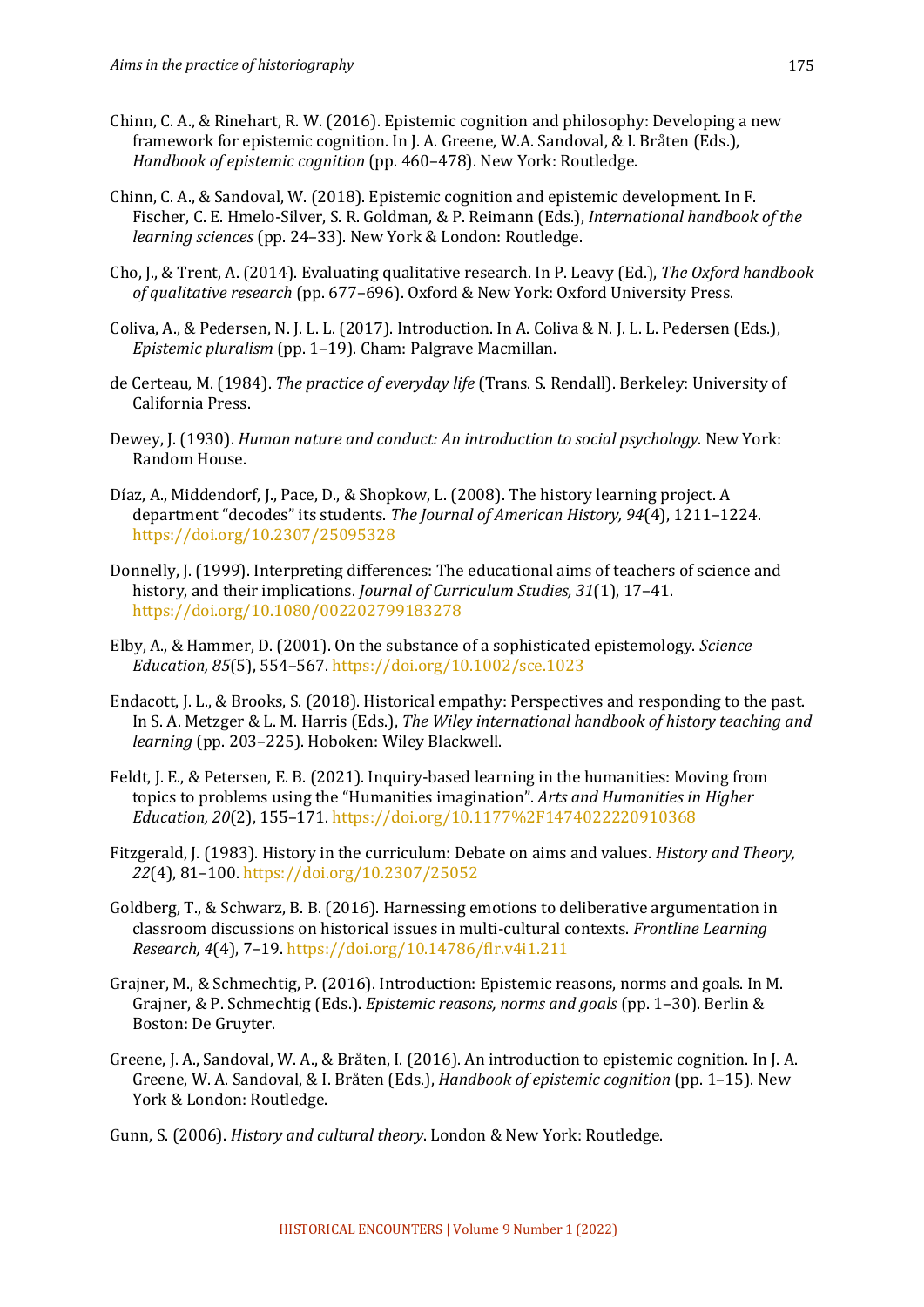Chinn, C. A., & Rinehart, R. W. (2016). Epistemic cognition and philosophy: Developing a new framework for epistemic cognition. In J. A. Greene, W.A. Sandoval, & I. Bråten (Eds.), *Handbook of epistemic cognition* (pp. 460–478). New York: Routledge.

Chinn, C. A., & Sandoval, W. (2018). Epistemic cognition and epistemic development. In F. Fischer, C. E. Hmelo-Silver, S. R. Goldman, & P. Reimann (Eds.), *International handbook of the learning sciences* (pp. 24–33). New York & London: Routledge.

Cho, J., & Trent, A. (2014). Evaluating qualitative research. In P. Leavy (Ed.), *The Oxford handbook of qualitative research* (pp. 677–696). Oxford & New York: Oxford University Press.

Coliva, A., & Pedersen, N. J. L. L. (2017). Introduction. In A. Coliva & N. J. L. L. Pedersen (Eds.), *Epistemic pluralism* (pp. 1–19). Cham: Palgrave Macmillan.

de Certeau, M. (1984). *The practice of everyday life* (Trans. S. Rendall). Berkeley: University of California Press.

Dewey, J. (1930). *Human nature and conduct: An introduction to social psychology*. New York: Random House.

Díaz, A., Middendorf, J., Pace, D., & Shopkow, L. (2008). The history learning project. A department "decodes" its students. *The Journal of American History, 94*(4), 1211–1224. https://doi.org/10.2307/25095328

Donnelly, J. (1999). Interpreting differences: The educational aims of teachers of science and history, and their implications. *Journal of Curriculum Studies, 31*(1), 17–41. https://doi.org/10.1080/002202799183278

Elby, A., & Hammer, D. (2001). On the substance of a sophisticated epistemology. *Science Education, 85*(5), 554–567. https://doi.org/10.1002/sce.1023

Endacott, J. L., & Brooks, S. (2018). Historical empathy: Perspectives and responding to the past. In S. A. Metzger & L. M. Harris (Eds.), *The Wiley international handbook of history teaching and learning* (pp. 203–225). Hoboken: Wiley Blackwell.

Feldt, J. E., & Petersen, E. B. (2021). Inquiry-based learning in the humanities: Moving from topics to problems using the "Humanities imagination". *Arts and Humanities in Higher Education, 20*(2), 155–171. https://doi.org/10.1177%2F1474022220910368

Fitzgerald, J. (1983). History in the curriculum: Debate on aims and values. *History and Theory, 22*(4), 81–100. https://doi.org/10.2307/25052

Goldberg, T., & Schwarz, B. B. (2016). Harnessing emotions to deliberative argumentation in classroom discussions on historical issues in multi-cultural contexts. *Frontline Learning Research, 4*(4), 7–19. https://doi.org/10.14786/flr.v4i1.211

Grajner, M., & Schmechtig, P. (2016). Introduction: Epistemic reasons, norms and goals. In M. Grajner, & P. Schmechtig (Eds.). *Epistemic reasons, norms and goals* (pp. 1–30). Berlin & Boston: De Gruyter.

Greene, J. A., Sandoval, W. A., & Bråten, I. (2016). An introduction to epistemic cognition. In J. A. Greene, W. A. Sandoval, & I. Bråten (Eds.), *Handbook of epistemic cognition* (pp. 1–15). New York & London: Routledge.

Gunn, S. (2006). *History and cultural theory*. London & New York: Routledge.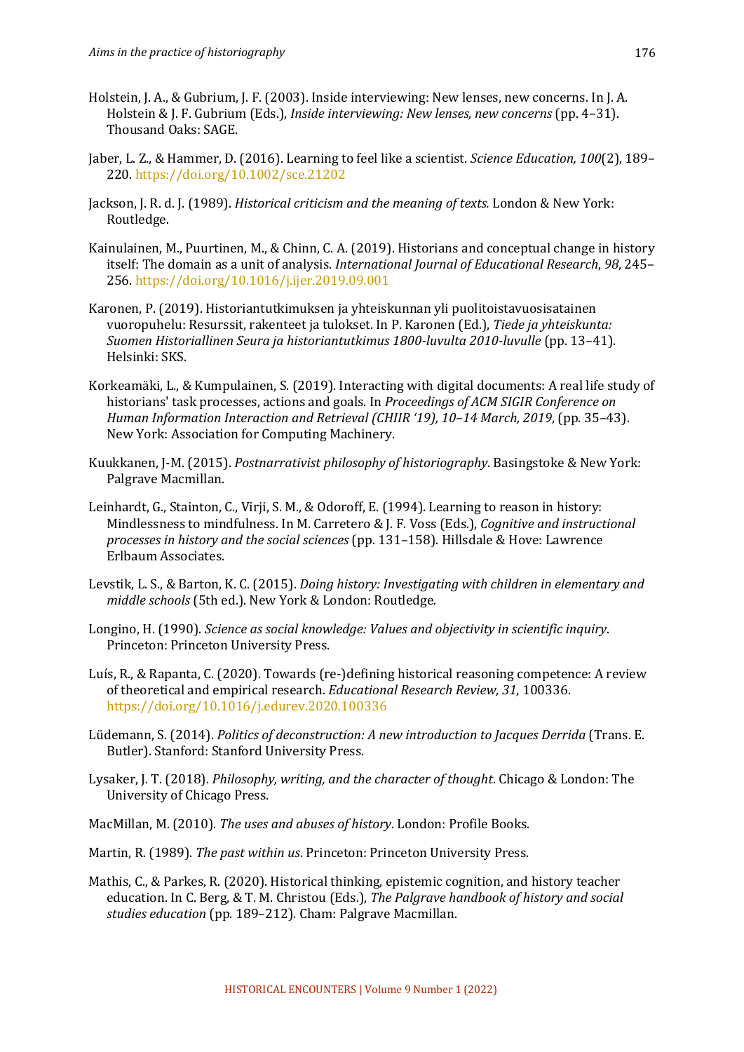Holstein, J. A., & Gubrium, J. F. (2003). Inside interviewing: New lenses, new concerns. In J. A. Holstein & J. F. Gubrium (Eds.), *Inside interviewing: New lenses, new concerns* (pp. 4–31). Thousand Oaks: SAGE.

Jaber, L. Z., & Hammer, D. (2016). Learning to feel like a scientist. *Science Education, 100*(2), 189–220. https://doi.org/10.1002/sce.21202

Jackson, J. R. d. J. (1989). *Historical criticism and the meaning of texts.* London & New York: Routledge.

Kainulainen, M., Puurtinen, M., & Chinn, C. A. (2019). Historians and conceptual change in history itself: The domain as a unit of analysis. *International Journal of Educational Research*, *98*, 245–256. https://doi.org/10.1016/j.ijer.2019.09.001

Karonen, P. (2019). Historiantutkimuksen ja yhteiskunnan yli puolitoistavuosisatainen vuoropuhelu: Resurssit, rakenteet ja tulokset. In P. Karonen (Ed.), *Tiede ja yhteiskunta: Suomen Historiallinen Seura ja historiantutkimus 1800-luvulta 2010-luvulle* (pp. 13–41). Helsinki: SKS.

Korkeamäki, L., & Kumpulainen, S. (2019). Interacting with digital documents: A real life study of historians' task processes, actions and goals. In *Proceedings of ACM SIGIR Conference on Human Information Interaction and Retrieval (CHIIR '19), 10–14 March, 2019*, (pp. 35–43). New York: Association for Computing Machinery.

Kuukkanen, J-M. (2015). *Postnarrativist philosophy of historiography*. Basingstoke & New York: Palgrave Macmillan.

Leinhardt, G., Stainton, C., Virji, S. M., & Odoroff, E. (1994). Learning to reason in history: Mindlessness to mindfulness. In M. Carretero & J. F. Voss (Eds.), *Cognitive and instructional processes in history and the social sciences* (pp. 131–158). Hillsdale & Hove: Lawrence Erlbaum Associates.

Levstik, L. S., & Barton, K. C. (2015). *Doing history: Investigating with children in elementary and middle schools* (5th ed.). New York & London: Routledge.

Longino, H. (1990). *Science as social knowledge: Values and objectivity in scientific inquiry*. Princeton: Princeton University Press.

Luís, R., & Rapanta, C. (2020). Towards (re-)defining historical reasoning competence: A review of theoretical and empirical research. *Educational Research Review, 31*, 100336. https://doi.org/10.1016/j.edurev.2020.100336

Lüdemann, S. (2014). *Politics of deconstruction: A new introduction to Jacques Derrida* (Trans. E. Butler). Stanford: Stanford University Press.

Lysaker, J. T. (2018). *Philosophy, writing, and the character of thought*. Chicago & London: The University of Chicago Press.

MacMillan, M. (2010). *The uses and abuses of history*. London: Profile Books.

Martin, R. (1989). *The past within us*. Princeton: Princeton University Press.

Mathis, C., & Parkes, R. (2020). Historical thinking, epistemic cognition, and history teacher education. In C. Berg, & T. M. Christou (Eds.), *The Palgrave handbook of history and social studies education* (pp. 189–212). Cham: Palgrave Macmillan.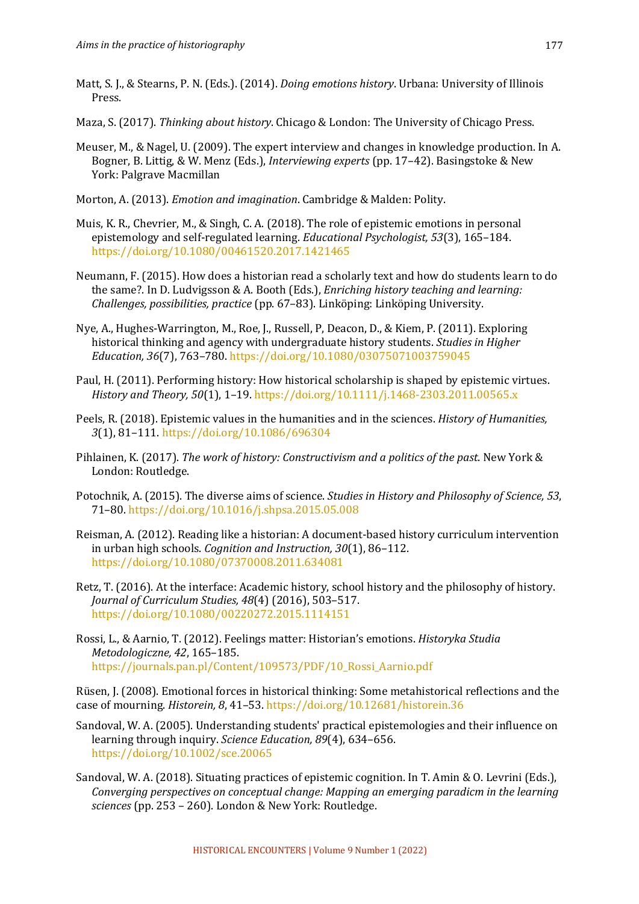Matt, S. J., & Stearns, P. N. (Eds.). (2014). *Doing emotions history*. Urbana: University of Illinois Press.

Maza, S. (2017). *Thinking about history*. Chicago & London: The University of Chicago Press.

Meuser, M., & Nagel, U. (2009). The expert interview and changes in knowledge production. In A. Bogner, B. Littig, & W. Menz (Eds.), *Interviewing experts* (pp. 17–42). Basingstoke & New York: Palgrave Macmillan

Morton, A. (2013). *Emotion and imagination*. Cambridge & Malden: Polity.

Muis, K. R., Chevrier, M., & Singh, C. A. (2018). The role of epistemic emotions in personal epistemology and self-regulated learning. *Educational Psychologist, 53*(3), 165–184. https://doi.org/10.1080/00461520.2017.1421465

Neumann, F. (2015). How does a historian read a scholarly text and how do students learn to do the same?. In D. Ludvigsson & A. Booth (Eds.), *Enriching history teaching and learning: Challenges, possibilities, practice* (pp. 67–83). Linköping: Linköping University.

Nye, A., Hughes-Warrington, M., Roe, J., Russell, P, Deacon, D., & Kiem, P. (2011). Exploring historical thinking and agency with undergraduate history students. *Studies in Higher Education, 36*(7), 763–780. https://doi.org/10.1080/03075071003759045

Paul, H. (2011). Performing history: How historical scholarship is shaped by epistemic virtues. *History and Theory, 50*(1), 1–19. https://doi.org/10.1111/j.1468-2303.2011.00565.x

Peels, R. (2018). Epistemic values in the humanities and in the sciences. *History of Humanities, 3*(1), 81–111. https://doi.org/10.1086/696304

Pihlainen, K. (2017). *The work of history: Constructivism and a politics of the past*. New York & London: Routledge.

Potochnik, A. (2015). The diverse aims of science. *Studies in History and Philosophy of Science, 53*, 71–80. https://doi.org/10.1016/j.shpsa.2015.05.008

Reisman, A. (2012). Reading like a historian: A document-based history curriculum intervention in urban high schools. *Cognition and Instruction, 30*(1), 86–112. https://doi.org/10.1080/07370008.2011.634081

Retz, T. (2016). At the interface: Academic history, school history and the philosophy of history. *Journal of Curriculum Studies, 48*(4) (2016), 503–517. https://doi.org/10.1080/00220272.2015.1114151

Rossi, L., & Aarnio, T. (2012). Feelings matter: Historian's emotions. *Historyka Studia Metodologiczne, 42*, 165–185. https://journals.pan.pl/Content/109573/PDF/10_Rossi_Aarnio.pdf

Rüsen, J. (2008). Emotional forces in historical thinking: Some metahistorical reflections and the case of mourning. *Historein, 8*, 41–53. https://doi.org/10.12681/historein.36

Sandoval, W. A. (2005). Understanding students' practical epistemologies and their influence on learning through inquiry. *Science Education, 89*(4), 634–656. https://doi.org/10.1002/sce.20065

Sandoval, W. A. (2018). Situating practices of epistemic cognition. In T. Amin & O. Levrini (Eds.), *Converging perspectives on conceptual change: Mapping an emerging paradicm in the learning sciences* (pp. 253 – 260). London & New York: Routledge.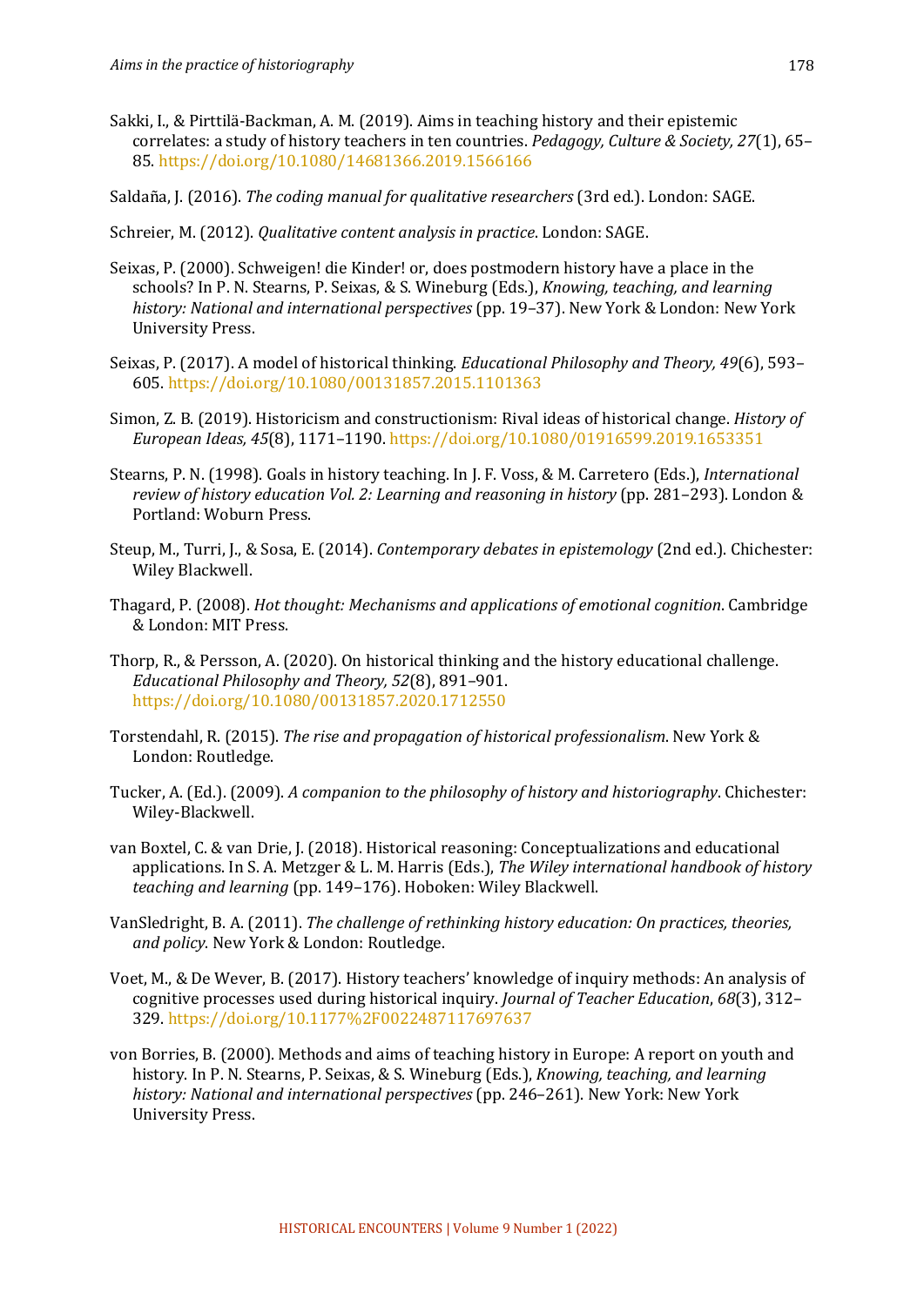Sakki, I., & Pirttilä-Backman, A. M. (2019). Aims in teaching history and their epistemic correlates: a study of history teachers in ten countries. *Pedagogy, Culture & Society, 27*(1), 65–85. https://doi.org/10.1080/14681366.2019.1566166

Saldaña, J. (2016). *The coding manual for qualitative researchers* (3rd ed.). London: SAGE.

Schreier, M. (2012). *Qualitative content analysis in practice*. London: SAGE.

Seixas, P. (2000). Schweigen! die Kinder! or, does postmodern history have a place in the schools? In P. N. Stearns, P. Seixas, & S. Wineburg (Eds.), *Knowing, teaching, and learning history: National and international perspectives* (pp. 19–37). New York & London: New York University Press.

Seixas, P. (2017). A model of historical thinking. *Educational Philosophy and Theory, 49*(6), 593–605. https://doi.org/10.1080/00131857.2015.1101363

Simon, Z. B. (2019). Historicism and constructionism: Rival ideas of historical change. *History of European Ideas, 45*(8), 1171–1190. https://doi.org/10.1080/01916599.2019.1653351

Stearns, P. N. (1998). Goals in history teaching. In J. F. Voss, & M. Carretero (Eds.), *International review of history education Vol. 2: Learning and reasoning in history* (pp. 281–293). London & Portland: Woburn Press.

Steup, M., Turri, J., & Sosa, E. (2014). *Contemporary debates in epistemology* (2nd ed.). Chichester: Wiley Blackwell.

Thagard, P. (2008). *Hot thought: Mechanisms and applications of emotional cognition*. Cambridge & London: MIT Press.

Thorp, R., & Persson, A. (2020). On historical thinking and the history educational challenge. *Educational Philosophy and Theory, 52*(8), 891–901. https://doi.org/10.1080/00131857.2020.1712550

Torstendahl, R. (2015). *The rise and propagation of historical professionalism*. New York & London: Routledge.

Tucker, A. (Ed.). (2009). *A companion to the philosophy of history and historiography*. Chichester: Wiley-Blackwell.

van Boxtel, C. & van Drie, J. (2018). Historical reasoning: Conceptualizations and educational applications. In S. A. Metzger & L. M. Harris (Eds.), *The Wiley international handbook of history teaching and learning* (pp. 149–176). Hoboken: Wiley Blackwell.

VanSledright, B. A. (2011). *The challenge of rethinking history education: On practices, theories, and policy*. New York & London: Routledge.

Voet, M., & De Wever, B. (2017). History teachers' knowledge of inquiry methods: An analysis of cognitive processes used during historical inquiry. *Journal of Teacher Education*, *68*(3), 312–329. https://doi.org/10.1177%2F0022487117697637

von Borries, B. (2000). Methods and aims of teaching history in Europe: A report on youth and history. In P. N. Stearns, P. Seixas, & S. Wineburg (Eds.), *Knowing, teaching, and learning history: National and international perspectives* (pp. 246–261). New York: New York University Press.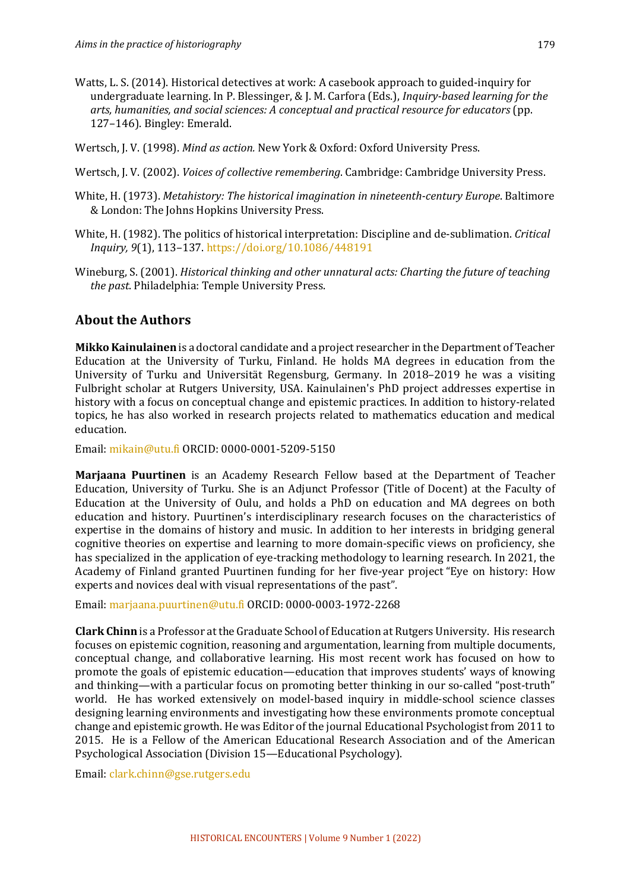Watts, L. S. (2014). Historical detectives at work: A casebook approach to guided-inquiry for undergraduate learning. In P. Blessinger, & J. M. Carfora (Eds.), *Inquiry-based learning for the arts, humanities, and social sciences: A conceptual and practical resource for educators* (pp. 127–146). Bingley: Emerald.

Wertsch, J. V. (1998). *Mind as action.* New York & Oxford: Oxford University Press.

Wertsch, J. V. (2002). *Voices of collective remembering.* Cambridge: Cambridge University Press.

White, H. (1973). *Metahistory: The historical imagination in nineteenth-century Europe*. Baltimore & London: The Johns Hopkins University Press.

White, H. (1982). The politics of historical interpretation: Discipline and de-sublimation. *Critical Inquiry, 9*(1), 113–137. https://doi.org/10.1086/448191

Wineburg, S. (2001). *Historical thinking and other unnatural acts: Charting the future of teaching the past*. Philadelphia: Temple University Press.

## About the Authors

**Mikko Kainulainen** is a doctoral candidate and a project researcher in the Department of Teacher Education at the University of Turku, Finland. He holds MA degrees in education from the University of Turku and Universität Regensburg, Germany. In 2018–2019 he was a visiting Fulbright scholar at Rutgers University, USA. Kainulainen's PhD project addresses expertise in history with a focus on conceptual change and epistemic practices. In addition to history-related topics, he has also worked in research projects related to mathematics education and medical education.

Email: mikain@utu.fi ORCID: 0000-0001-5209-5150

**Marjaana Puurtinen** is an Academy Research Fellow based at the Department of Teacher Education, University of Turku. She is an Adjunct Professor (Title of Docent) at the Faculty of Education at the University of Oulu, and holds a PhD on education and MA degrees on both education and history. Puurtinen's interdisciplinary research focuses on the characteristics of expertise in the domains of history and music. In addition to her interests in bridging general cognitive theories on expertise and learning to more domain-specific views on proficiency, she has specialized in the application of eye-tracking methodology to learning research. In 2021, the Academy of Finland granted Puurtinen funding for her five-year project "Eye on history: How experts and novices deal with visual representations of the past".

Email: marjaana.puurtinen@utu.fi ORCID: 0000-0003-1972-2268

**Clark Chinn** is a Professor at the Graduate School of Education at Rutgers University. His research focuses on epistemic cognition, reasoning and argumentation, learning from multiple documents, conceptual change, and collaborative learning. His most recent work has focused on how to promote the goals of epistemic education—education that improves students' ways of knowing and thinking—with a particular focus on promoting better thinking in our so-called "post-truth" world. He has worked extensively on model-based inquiry in middle-school science classes designing learning environments and investigating how these environments promote conceptual change and epistemic growth. He was Editor of the journal Educational Psychologist from 2011 to 2015. He is a Fellow of the American Educational Research Association and of the American Psychological Association (Division 15—Educational Psychology).

Email: clark.chinn@gse.rutgers.edu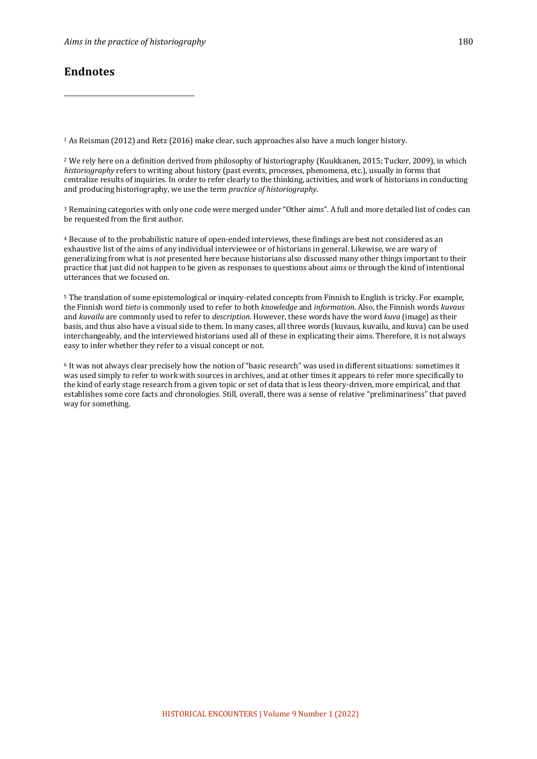## Endnotes

[1] As Reisman (2012) and Retz (2016) make clear, such approaches also have a much longer history.

[2] We rely here on a definition derived from philosophy of historiography (Kuukkanen, 2015; Tucker, 2009), in which *historiography* refers to writing about history (past events, processes, phenomena, etc.), usually in forms that centralize results of inquiries. In order to refer clearly to the thinking, activities, and work of historians in conducting and producing historiography, we use the term *practice of historiography*.

[3] Remaining categories with only one code were merged under "Other aims". A full and more detailed list of codes can be requested from the first author.

[4] Because of to the probabilistic nature of open-ended interviews, these findings are best not considered as an exhaustive list of the aims of any individual interviewee or of historians in general. Likewise, we are wary of generalizing from what is *not* presented here because historians also discussed many other things important to their practice that just did not happen to be given as responses to questions about aims or through the kind of intentional utterances that we focused on.

[5] The translation of some epistemological or inquiry-related concepts from Finnish to English is tricky. For example, the Finnish word *tieto* is commonly used to refer to both *knowledge* and *information*. Also, the Finnish words *kuvaus* and *kuvailu* are commonly used to refer to *description*. However, these words have the word *kuva* (image) as their basis, and thus also have a visual side to them. In many cases, all three words (kuvaus, kuvailu, and kuva) can be used interchangeably, and the interviewed historians used all of these in explicating their aims. Therefore, it is not always easy to infer whether they refer to a visual concept or not.

[6] It was not always clear precisely how the notion of "basic research" was used in different situations: sometimes it was used simply to refer to work with sources in archives, and at other times it appears to refer more specifically to the kind of early stage research from a given topic or set of data that is less theory-driven, more empirical, and that establishes some core facts and chronologies. Still, overall, there was a sense of relative "preliminariness" that paved way for something.